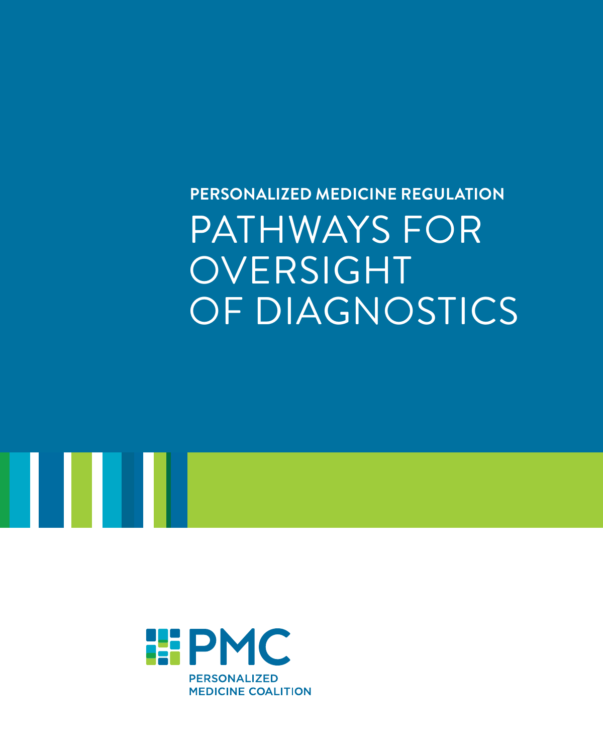PERSONALIZED MEDICINE REGULATION

# PATHWAYS FOR OVERSIGHT OF DIAGNOSTICS

PMC

PERSONALIZED MEDICINE COALITION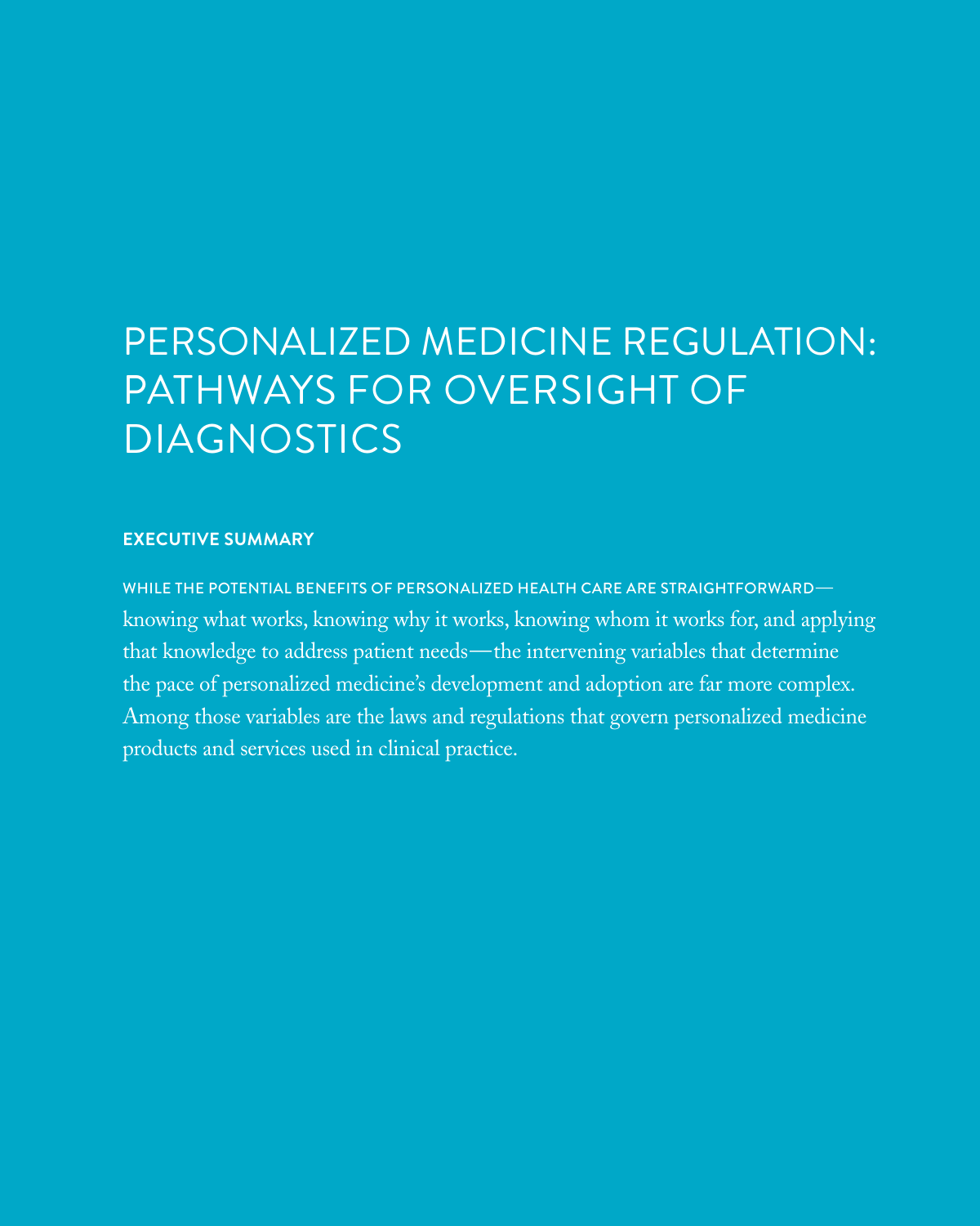# PERSONALIZED MEDICINE REGULATION: PATHWAYS FOR OVERSIGHT OF DIAGNOSTICS

## EXECUTIVE SUMMARY

WHILE THE POTENTIAL BENEFITS OF PERSONALIZED HEALTH CARE ARE STRAIGHTFORWARD—knowing what works, knowing why it works, knowing whom it works for, and applying that knowledge to address patient needs—the intervening variables that determine the pace of personalized medicine's development and adoption are far more complex. Among those variables are the laws and regulations that govern personalized medicine products and services used in clinical practice.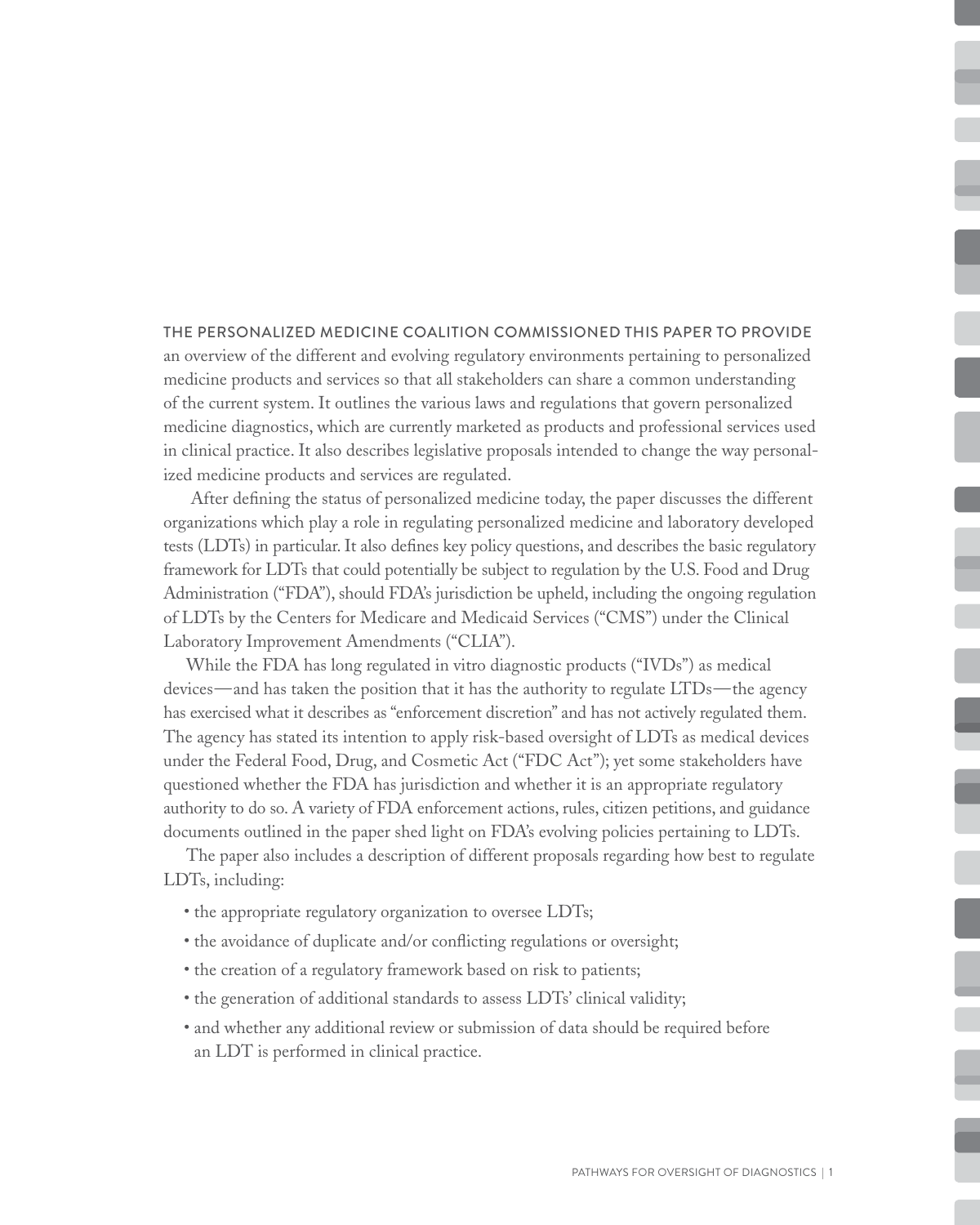THE PERSONALIZED MEDICINE COALITION COMMISSIONED THIS PAPER TO PROVIDE an overview of the different and evolving regulatory environments pertaining to personalized medicine products and services so that all stakeholders can share a common understanding of the current system. It outlines the various laws and regulations that govern personalized medicine diagnostics, which are currently marketed as products and professional services used in clinical practice. It also describes legislative proposals intended to change the way personalized medicine products and services are regulated.

After defining the status of personalized medicine today, the paper discusses the different organizations which play a role in regulating personalized medicine and laboratory developed tests (LDTs) in particular. It also defines key policy questions, and describes the basic regulatory framework for LDTs that could potentially be subject to regulation by the U.S. Food and Drug Administration ("FDA"), should FDA's jurisdiction be upheld, including the ongoing regulation of LDTs by the Centers for Medicare and Medicaid Services ("CMS") under the Clinical Laboratory Improvement Amendments ("CLIA").

While the FDA has long regulated in vitro diagnostic products ("IVDs") as medical devices—and has taken the position that it has the authority to regulate LTDs—the agency has exercised what it describes as "enforcement discretion" and has not actively regulated them. The agency has stated its intention to apply risk-based oversight of LDTs as medical devices under the Federal Food, Drug, and Cosmetic Act ("FDC Act"); yet some stakeholders have questioned whether the FDA has jurisdiction and whether it is an appropriate regulatory authority to do so. A variety of FDA enforcement actions, rules, citizen petitions, and guidance documents outlined in the paper shed light on FDA's evolving policies pertaining to LDTs.

The paper also includes a description of different proposals regarding how best to regulate LDTs, including:

- the appropriate regulatory organization to oversee LDTs;
- the avoidance of duplicate and/or conflicting regulations or oversight;
- the creation of a regulatory framework based on risk to patients;
- the generation of additional standards to assess LDTs' clinical validity;
- and whether any additional review or submission of data should be required before an LDT is performed in clinical practice.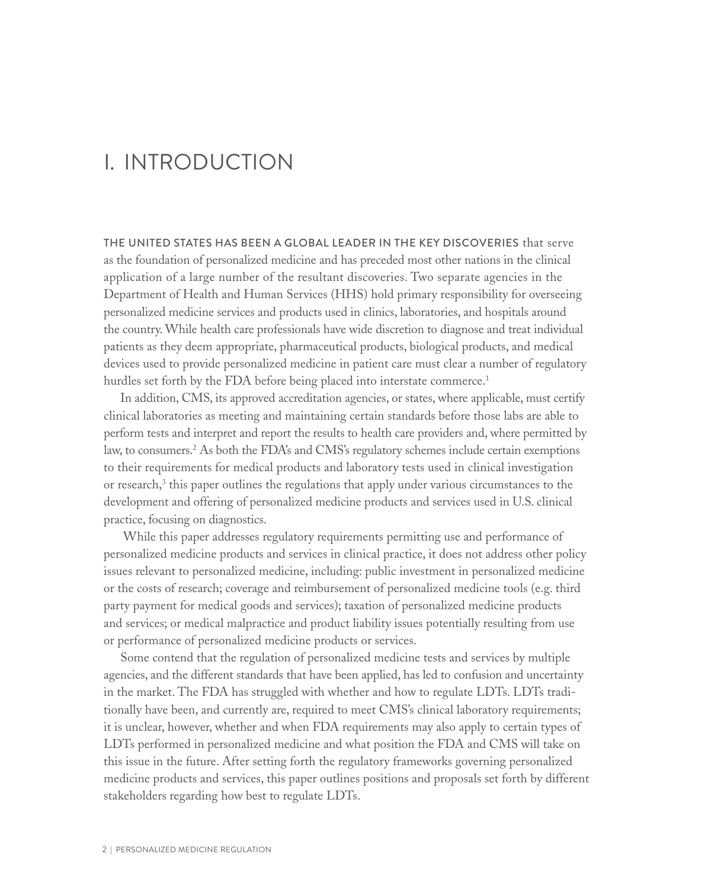# I. INTRODUCTION

THE UNITED STATES HAS BEEN A GLOBAL LEADER IN THE KEY DISCOVERIES that serve as the foundation of personalized medicine and has preceded most other nations in the clinical application of a large number of the resultant discoveries. Two separate agencies in the Department of Health and Human Services (HHS) hold primary responsibility for overseeing personalized medicine services and products used in clinics, laboratories, and hospitals around the country. While health care professionals have wide discretion to diagnose and treat individual patients as they deem appropriate, pharmaceutical products, biological products, and medical devices used to provide personalized medicine in patient care must clear a number of regulatory hurdles set forth by the FDA before being placed into interstate commerce.[1]

In addition, CMS, its approved accreditation agencies, or states, where applicable, must certify clinical laboratories as meeting and maintaining certain standards before those labs are able to perform tests and interpret and report the results to health care providers and, where permitted by law, to consumers.[2] As both the FDA's and CMS's regulatory schemes include certain exemptions to their requirements for medical products and laboratory tests used in clinical investigation or research,[3] this paper outlines the regulations that apply under various circumstances to the development and offering of personalized medicine products and services used in U.S. clinical practice, focusing on diagnostics.

While this paper addresses regulatory requirements permitting use and performance of personalized medicine products and services in clinical practice, it does not address other policy issues relevant to personalized medicine, including: public investment in personalized medicine or the costs of research; coverage and reimbursement of personalized medicine tools (e.g. third party payment for medical goods and services); taxation of personalized medicine products and services; or medical malpractice and product liability issues potentially resulting from use or performance of personalized medicine products or services.

Some contend that the regulation of personalized medicine tests and services by multiple agencies, and the different standards that have been applied, has led to confusion and uncertainty in the market. The FDA has struggled with whether and how to regulate LDTs. LDTs traditionally have been, and currently are, required to meet CMS's clinical laboratory requirements; it is unclear, however, whether and when FDA requirements may also apply to certain types of LDTs performed in personalized medicine and what position the FDA and CMS will take on this issue in the future. After setting forth the regulatory frameworks governing personalized medicine products and services, this paper outlines positions and proposals set forth by different stakeholders regarding how best to regulate LDTs.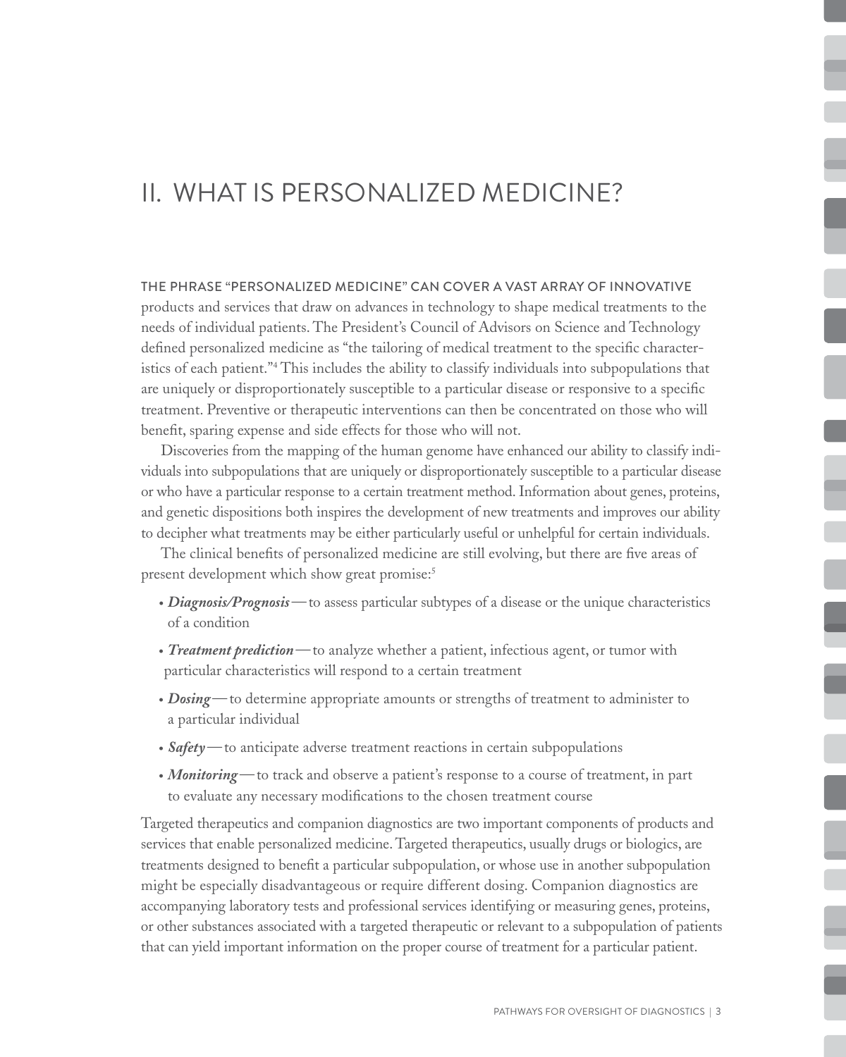# II. WHAT IS PERSONALIZED MEDICINE?

THE PHRASE "PERSONALIZED MEDICINE" CAN COVER A VAST ARRAY OF INNOVATIVE products and services that draw on advances in technology to shape medical treatments to the needs of individual patients. The President's Council of Advisors on Science and Technology defined personalized medicine as "the tailoring of medical treatment to the specific characteristics of each patient."[4] This includes the ability to classify individuals into subpopulations that are uniquely or disproportionately susceptible to a particular disease or responsive to a specific treatment. Preventive or therapeutic interventions can then be concentrated on those who will benefit, sparing expense and side effects for those who will not.

Discoveries from the mapping of the human genome have enhanced our ability to classify individuals into subpopulations that are uniquely or disproportionately susceptible to a particular disease or who have a particular response to a certain treatment method. Information about genes, proteins, and genetic dispositions both inspires the development of new treatments and improves our ability to decipher what treatments may be either particularly useful or unhelpful for certain individuals.

The clinical benefits of personalized medicine are still evolving, but there are five areas of present development which show great promise:[5]

- ***Diagnosis/Prognosis***—to assess particular subtypes of a disease or the unique characteristics of a condition
- ***Treatment prediction***—to analyze whether a patient, infectious agent, or tumor with particular characteristics will respond to a certain treatment
- ***Dosing***—to determine appropriate amounts or strengths of treatment to administer to a particular individual
- ***Safety***—to anticipate adverse treatment reactions in certain subpopulations
- ***Monitoring***—to track and observe a patient's response to a course of treatment, in part to evaluate any necessary modifications to the chosen treatment course

Targeted therapeutics and companion diagnostics are two important components of products and services that enable personalized medicine. Targeted therapeutics, usually drugs or biologics, are treatments designed to benefit a particular subpopulation, or whose use in another subpopulation might be especially disadvantageous or require different dosing. Companion diagnostics are accompanying laboratory tests and professional services identifying or measuring genes, proteins, or other substances associated with a targeted therapeutic or relevant to a subpopulation of patients that can yield important information on the proper course of treatment for a particular patient.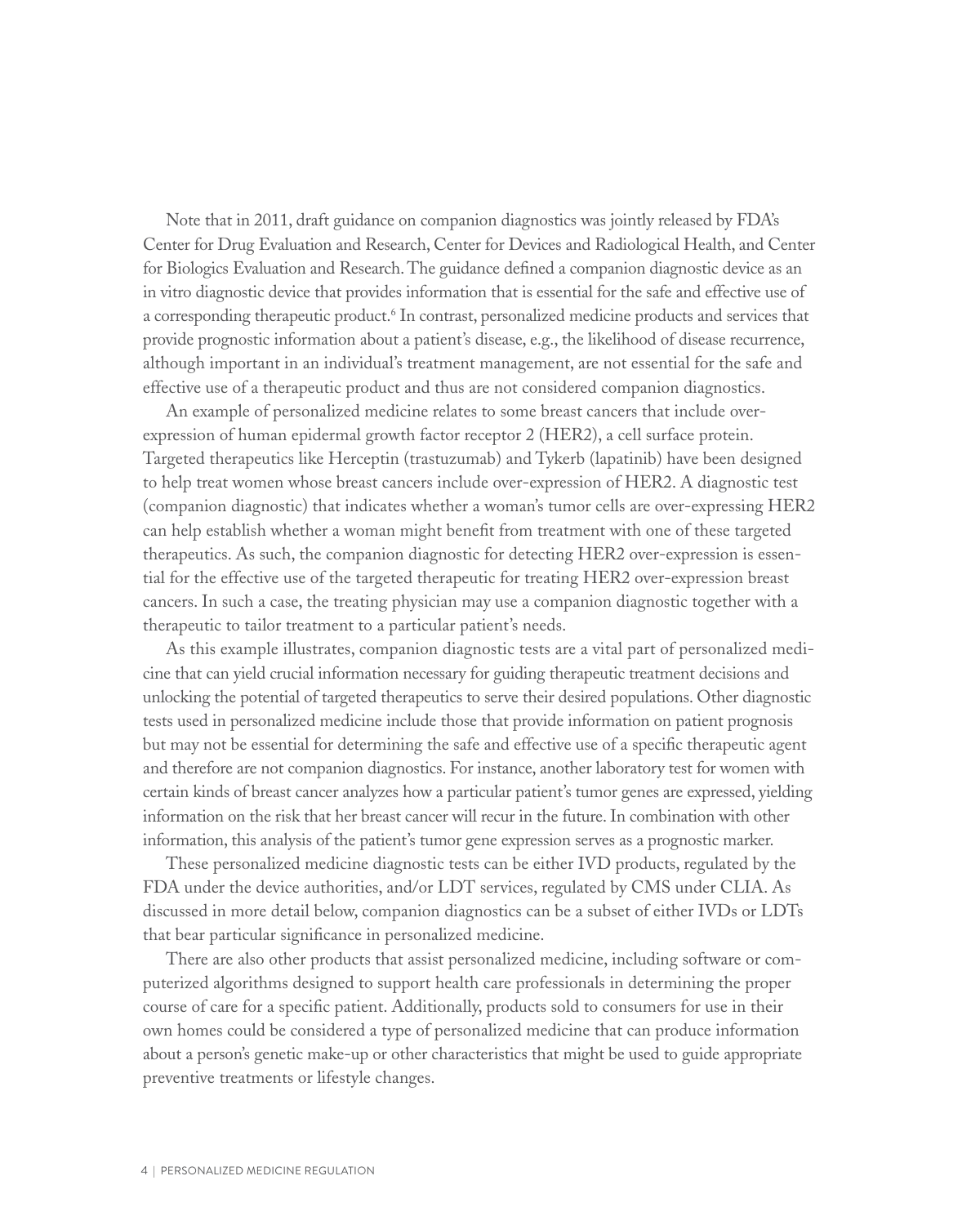Note that in 2011, draft guidance on companion diagnostics was jointly released by FDA's Center for Drug Evaluation and Research, Center for Devices and Radiological Health, and Center for Biologics Evaluation and Research. The guidance defined a companion diagnostic device as an in vitro diagnostic device that provides information that is essential for the safe and effective use of a corresponding therapeutic product.[6] In contrast, personalized medicine products and services that provide prognostic information about a patient's disease, e.g., the likelihood of disease recurrence, although important in an individual's treatment management, are not essential for the safe and effective use of a therapeutic product and thus are not considered companion diagnostics.

An example of personalized medicine relates to some breast cancers that include over-expression of human epidermal growth factor receptor 2 (HER2), a cell surface protein. Targeted therapeutics like Herceptin (trastuzumab) and Tykerb (lapatinib) have been designed to help treat women whose breast cancers include over-expression of HER2. A diagnostic test (companion diagnostic) that indicates whether a woman's tumor cells are over-expressing HER2 can help establish whether a woman might benefit from treatment with one of these targeted therapeutics. As such, the companion diagnostic for detecting HER2 over-expression is essential for the effective use of the targeted therapeutic for treating HER2 over-expression breast cancers. In such a case, the treating physician may use a companion diagnostic together with a therapeutic to tailor treatment to a particular patient's needs.

As this example illustrates, companion diagnostic tests are a vital part of personalized medicine that can yield crucial information necessary for guiding therapeutic treatment decisions and unlocking the potential of targeted therapeutics to serve their desired populations. Other diagnostic tests used in personalized medicine include those that provide information on patient prognosis but may not be essential for determining the safe and effective use of a specific therapeutic agent and therefore are not companion diagnostics. For instance, another laboratory test for women with certain kinds of breast cancer analyzes how a particular patient's tumor genes are expressed, yielding information on the risk that her breast cancer will recur in the future. In combination with other information, this analysis of the patient's tumor gene expression serves as a prognostic marker.

These personalized medicine diagnostic tests can be either IVD products, regulated by the FDA under the device authorities, and/or LDT services, regulated by CMS under CLIA. As discussed in more detail below, companion diagnostics can be a subset of either IVDs or LDTs that bear particular significance in personalized medicine.

There are also other products that assist personalized medicine, including software or computerized algorithms designed to support health care professionals in determining the proper course of care for a specific patient. Additionally, products sold to consumers for use in their own homes could be considered a type of personalized medicine that can produce information about a person's genetic make-up or other characteristics that might be used to guide appropriate preventive treatments or lifestyle changes.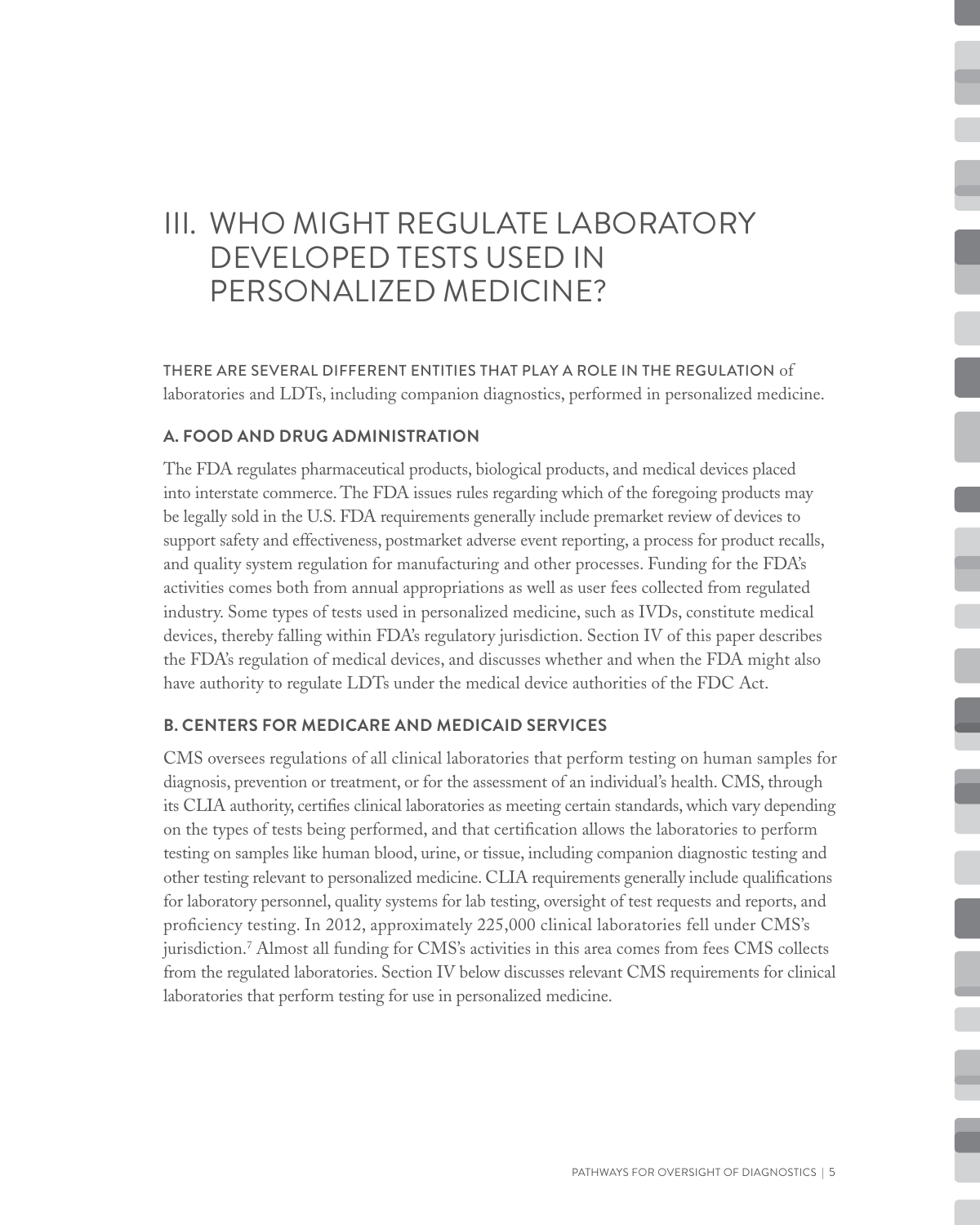# III. WHO MIGHT REGULATE LABORATORY DEVELOPED TESTS USED IN PERSONALIZED MEDICINE?

THERE ARE SEVERAL DIFFERENT ENTITIES THAT PLAY A ROLE IN THE REGULATION of laboratories and LDTs, including companion diagnostics, performed in personalized medicine.

### A. FOOD AND DRUG ADMINISTRATION

The FDA regulates pharmaceutical products, biological products, and medical devices placed into interstate commerce. The FDA issues rules regarding which of the foregoing products may be legally sold in the U.S. FDA requirements generally include premarket review of devices to support safety and effectiveness, postmarket adverse event reporting, a process for product recalls, and quality system regulation for manufacturing and other processes. Funding for the FDA's activities comes both from annual appropriations as well as user fees collected from regulated industry. Some types of tests used in personalized medicine, such as IVDs, constitute medical devices, thereby falling within FDA's regulatory jurisdiction. Section IV of this paper describes the FDA's regulation of medical devices, and discusses whether and when the FDA might also have authority to regulate LDTs under the medical device authorities of the FDC Act.

### B. CENTERS FOR MEDICARE AND MEDICAID SERVICES

CMS oversees regulations of all clinical laboratories that perform testing on human samples for diagnosis, prevention or treatment, or for the assessment of an individual's health. CMS, through its CLIA authority, certifies clinical laboratories as meeting certain standards, which vary depending on the types of tests being performed, and that certification allows the laboratories to perform testing on samples like human blood, urine, or tissue, including companion diagnostic testing and other testing relevant to personalized medicine. CLIA requirements generally include qualifications for laboratory personnel, quality systems for lab testing, oversight of test requests and reports, and proficiency testing. In 2012, approximately 225,000 clinical laboratories fell under CMS's jurisdiction.[7] Almost all funding for CMS's activities in this area comes from fees CMS collects from the regulated laboratories. Section IV below discusses relevant CMS requirements for clinical laboratories that perform testing for use in personalized medicine.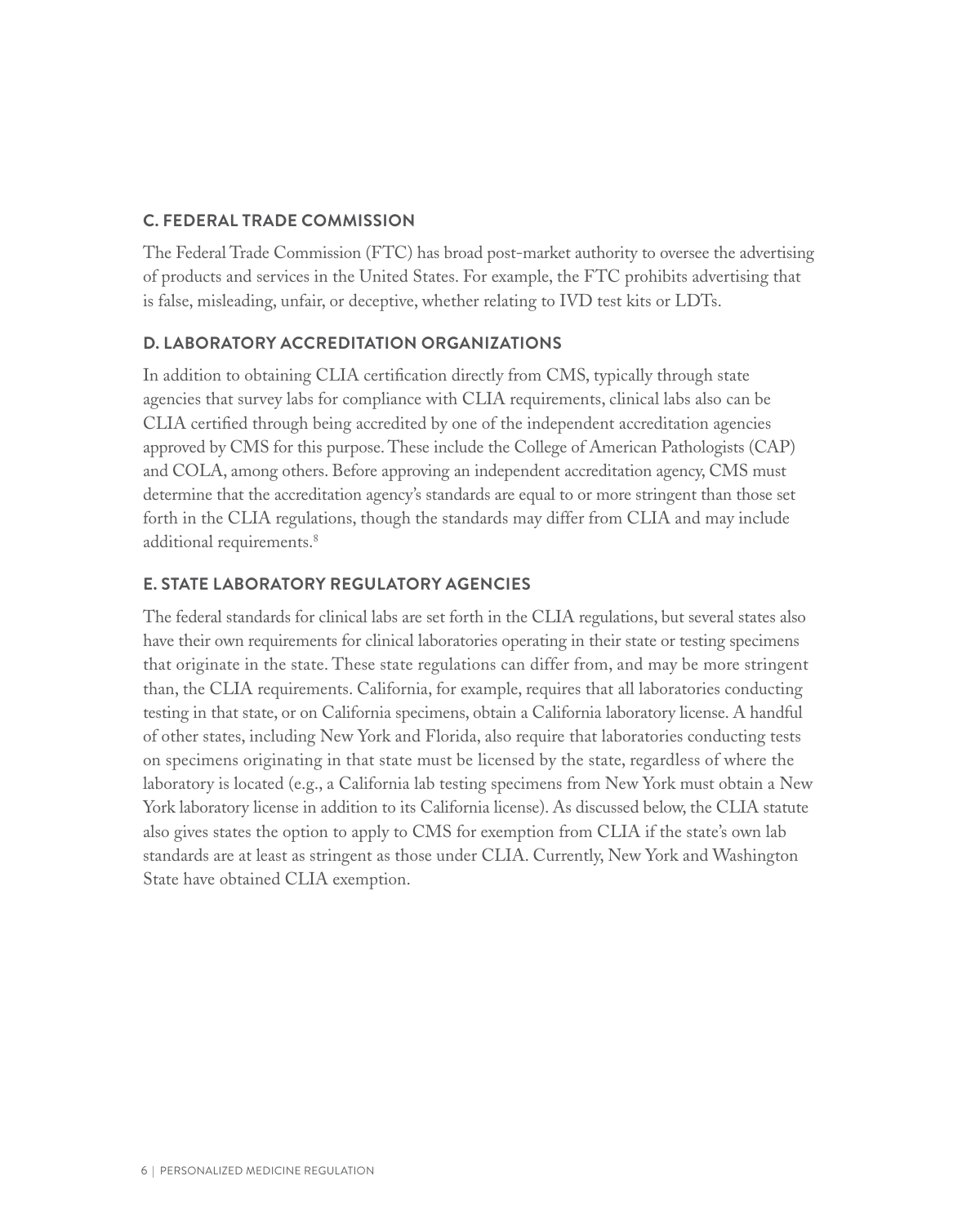### C. FEDERAL TRADE COMMISSION

The Federal Trade Commission (FTC) has broad post-market authority to oversee the advertising of products and services in the United States. For example, the FTC prohibits advertising that is false, misleading, unfair, or deceptive, whether relating to IVD test kits or LDTs.

### D. LABORATORY ACCREDITATION ORGANIZATIONS

In addition to obtaining CLIA certification directly from CMS, typically through state agencies that survey labs for compliance with CLIA requirements, clinical labs also can be CLIA certified through being accredited by one of the independent accreditation agencies approved by CMS for this purpose. These include the College of American Pathologists (CAP) and COLA, among others. Before approving an independent accreditation agency, CMS must determine that the accreditation agency's standards are equal to or more stringent than those set forth in the CLIA regulations, though the standards may differ from CLIA and may include additional requirements.[8]

### E. STATE LABORATORY REGULATORY AGENCIES

The federal standards for clinical labs are set forth in the CLIA regulations, but several states also have their own requirements for clinical laboratories operating in their state or testing specimens that originate in the state. These state regulations can differ from, and may be more stringent than, the CLIA requirements. California, for example, requires that all laboratories conducting testing in that state, or on California specimens, obtain a California laboratory license. A handful of other states, including New York and Florida, also require that laboratories conducting tests on specimens originating in that state must be licensed by the state, regardless of where the laboratory is located (e.g., a California lab testing specimens from New York must obtain a New York laboratory license in addition to its California license). As discussed below, the CLIA statute also gives states the option to apply to CMS for exemption from CLIA if the state's own lab standards are at least as stringent as those under CLIA. Currently, New York and Washington State have obtained CLIA exemption.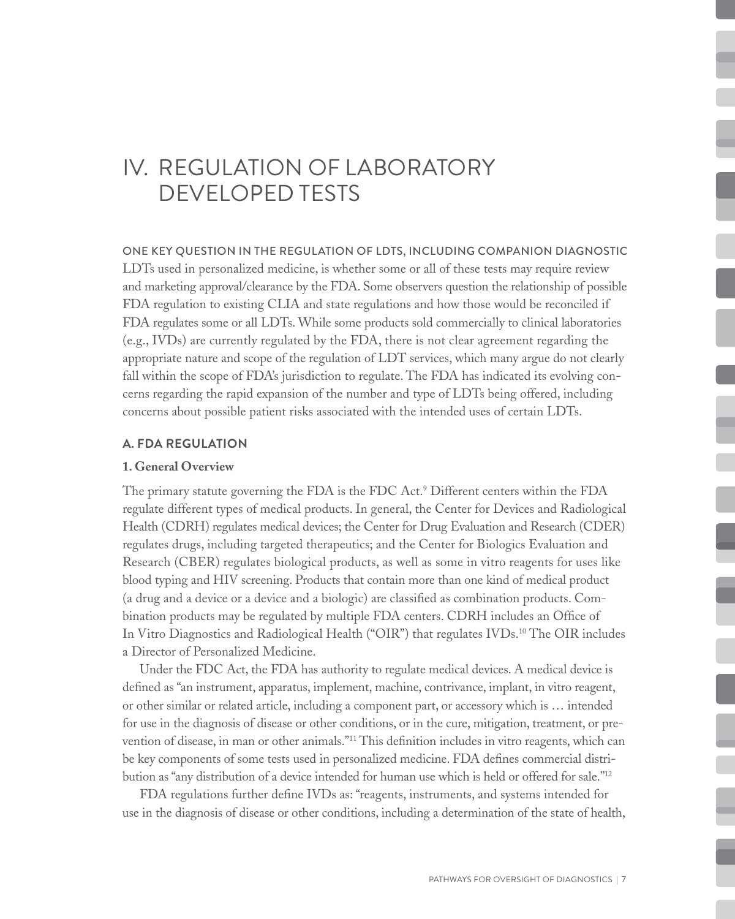# IV. REGULATION OF LABORATORY DEVELOPED TESTS

ONE KEY QUESTION IN THE REGULATION OF LDTS, INCLUDING COMPANION DIAGNOSTIC LDTs used in personalized medicine, is whether some or all of these tests may require review and marketing approval/clearance by the FDA. Some observers question the relationship of possible FDA regulation to existing CLIA and state regulations and how those would be reconciled if FDA regulates some or all LDTs. While some products sold commercially to clinical laboratories (e.g., IVDs) are currently regulated by the FDA, there is not clear agreement regarding the appropriate nature and scope of the regulation of LDT services, which many argue do not clearly fall within the scope of FDA's jurisdiction to regulate. The FDA has indicated its evolving concerns regarding the rapid expansion of the number and type of LDTs being offered, including concerns about possible patient risks associated with the intended uses of certain LDTs.

## A. FDA REGULATION

### 1. General Overview

The primary statute governing the FDA is the FDC Act.[9] Different centers within the FDA regulate different types of medical products. In general, the Center for Devices and Radiological Health (CDRH) regulates medical devices; the Center for Drug Evaluation and Research (CDER) regulates drugs, including targeted therapeutics; and the Center for Biologics Evaluation and Research (CBER) regulates biological products, as well as some in vitro reagents for uses like blood typing and HIV screening. Products that contain more than one kind of medical product (a drug and a device or a device and a biologic) are classified as combination products. Combination products may be regulated by multiple FDA centers. CDRH includes an Office of In Vitro Diagnostics and Radiological Health ("OIR") that regulates IVDs.[10] The OIR includes a Director of Personalized Medicine.

Under the FDC Act, the FDA has authority to regulate medical devices. A medical device is defined as "an instrument, apparatus, implement, machine, contrivance, implant, in vitro reagent, or other similar or related article, including a component part, or accessory which is … intended for use in the diagnosis of disease or other conditions, or in the cure, mitigation, treatment, or prevention of disease, in man or other animals."[11] This definition includes in vitro reagents, which can be key components of some tests used in personalized medicine. FDA defines commercial distribution as "any distribution of a device intended for human use which is held or offered for sale."[12]

FDA regulations further define IVDs as: "reagents, instruments, and systems intended for use in the diagnosis of disease or other conditions, including a determination of the state of health,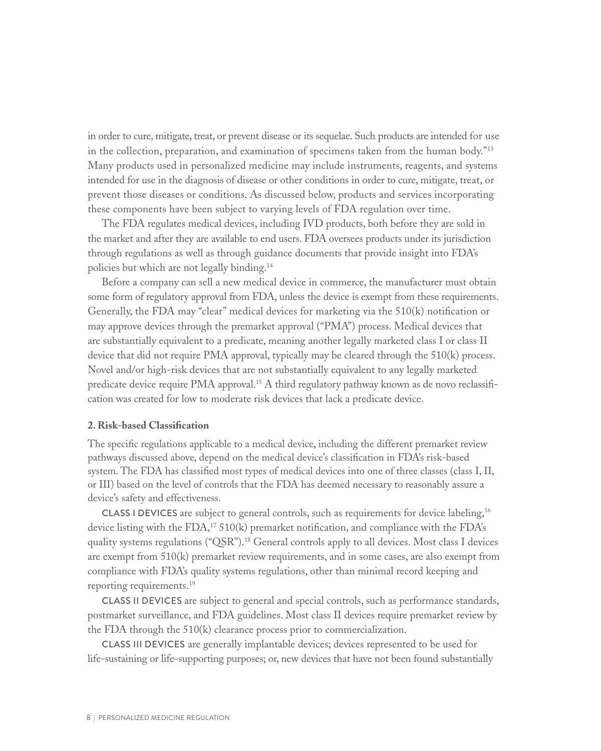in order to cure, mitigate, treat, or prevent disease or its sequelae. Such products are intended for use in the collection, preparation, and examination of specimens taken from the human body."[13] Many products used in personalized medicine may include instruments, reagents, and systems intended for use in the diagnosis of disease or other conditions in order to cure, mitigate, treat, or prevent those diseases or conditions. As discussed below, products and services incorporating these components have been subject to varying levels of FDA regulation over time.

The FDA regulates medical devices, including IVD products, both before they are sold in the market and after they are available to end users. FDA oversees products under its jurisdiction through regulations as well as through guidance documents that provide insight into FDA's policies but which are not legally binding.[14]

Before a company can sell a new medical device in commerce, the manufacturer must obtain some form of regulatory approval from FDA, unless the device is exempt from these requirements. Generally, the FDA may "clear" medical devices for marketing via the 510(k) notification or may approve devices through the premarket approval ("PMA") process. Medical devices that are substantially equivalent to a predicate, meaning another legally marketed class I or class II device that did not require PMA approval, typically may be cleared through the 510(k) process. Novel and/or high-risk devices that are not substantially equivalent to any legally marketed predicate device require PMA approval.[15] A third regulatory pathway known as de novo reclassification was created for low to moderate risk devices that lack a predicate device.

**2. Risk-based Classification**

The specific regulations applicable to a medical device, including the different premarket review pathways discussed above, depend on the medical device's classification in FDA's risk-based system. The FDA has classified most types of medical devices into one of three classes (class I, II, or III) based on the level of controls that the FDA has deemed necessary to reasonably assure a device's safety and effectiveness.

CLASS I DEVICES are subject to general controls, such as requirements for device labeling,[16] device listing with the FDA,[17] 510(k) premarket notification, and compliance with the FDA's quality systems regulations ("QSR").[18] General controls apply to all devices. Most class I devices are exempt from 510(k) premarket review requirements, and in some cases, are also exempt from compliance with FDA's quality systems regulations, other than minimal record keeping and reporting requirements.[19]

CLASS II DEVICES are subject to general and special controls, such as performance standards, postmarket surveillance, and FDA guidelines. Most class II devices require premarket review by the FDA through the 510(k) clearance process prior to commercialization.

CLASS III DEVICES are generally implantable devices; devices represented to be used for life-sustaining or life-supporting purposes; or, new devices that have not been found substantially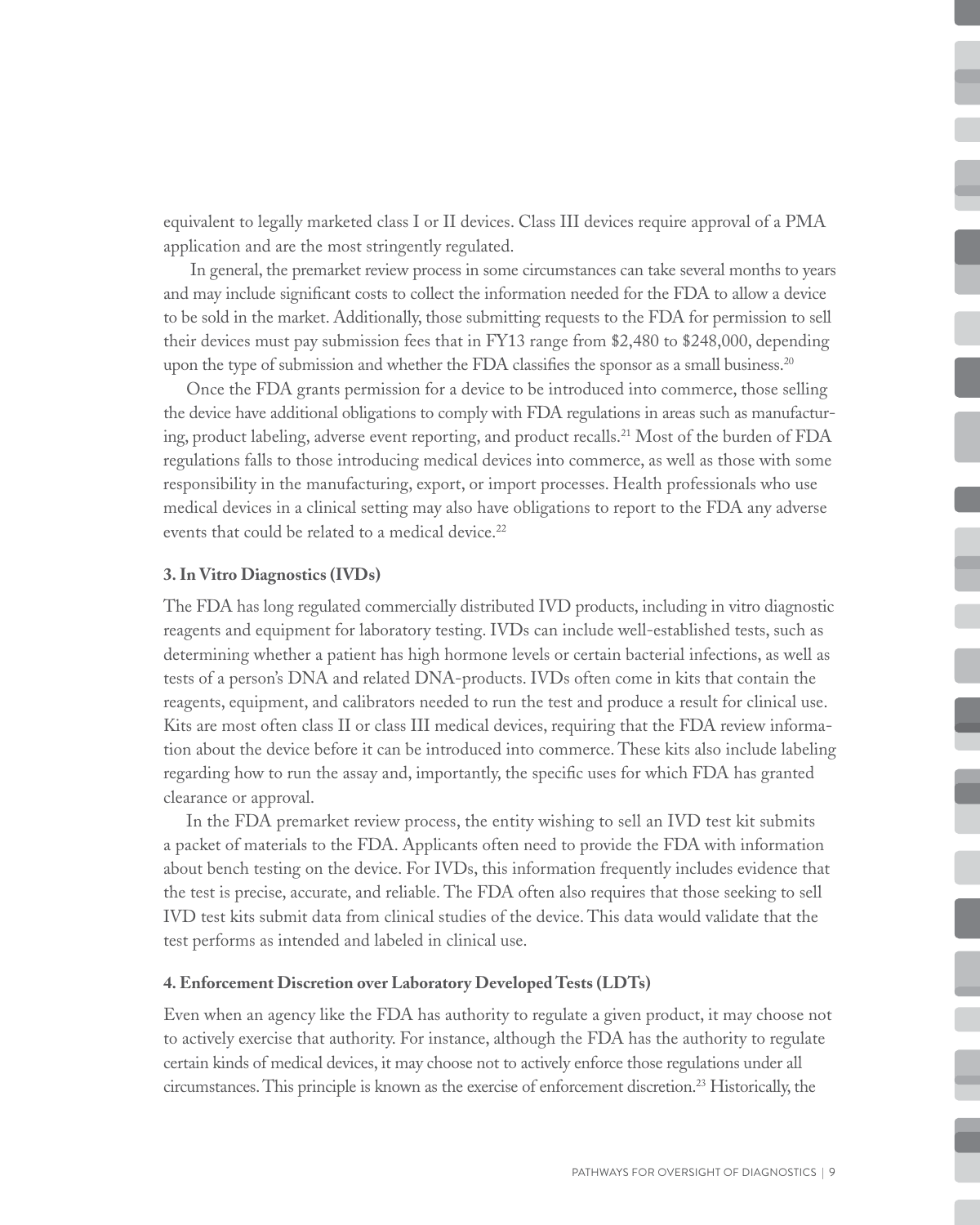equivalent to legally marketed class I or II devices. Class III devices require approval of a PMA application and are the most stringently regulated.

In general, the premarket review process in some circumstances can take several months to years and may include significant costs to collect the information needed for the FDA to allow a device to be sold in the market. Additionally, those submitting requests to the FDA for permission to sell their devices must pay submission fees that in FY13 range from $2,480 to $248,000, depending upon the type of submission and whether the FDA classifies the sponsor as a small business.[20]

Once the FDA grants permission for a device to be introduced into commerce, those selling the device have additional obligations to comply with FDA regulations in areas such as manufacturing, product labeling, adverse event reporting, and product recalls.[21] Most of the burden of FDA regulations falls to those introducing medical devices into commerce, as well as those with some responsibility in the manufacturing, export, or import processes. Health professionals who use medical devices in a clinical setting may also have obligations to report to the FDA any adverse events that could be related to a medical device.[22]

#### 3. In Vitro Diagnostics (IVDs)

The FDA has long regulated commercially distributed IVD products, including in vitro diagnostic reagents and equipment for laboratory testing. IVDs can include well-established tests, such as determining whether a patient has high hormone levels or certain bacterial infections, as well as tests of a person's DNA and related DNA-products. IVDs often come in kits that contain the reagents, equipment, and calibrators needed to run the test and produce a result for clinical use. Kits are most often class II or class III medical devices, requiring that the FDA review information about the device before it can be introduced into commerce. These kits also include labeling regarding how to run the assay and, importantly, the specific uses for which FDA has granted clearance or approval.

In the FDA premarket review process, the entity wishing to sell an IVD test kit submits a packet of materials to the FDA. Applicants often need to provide the FDA with information about bench testing on the device. For IVDs, this information frequently includes evidence that the test is precise, accurate, and reliable. The FDA often also requires that those seeking to sell IVD test kits submit data from clinical studies of the device. This data would validate that the test performs as intended and labeled in clinical use.

#### 4. Enforcement Discretion over Laboratory Developed Tests (LDTs)

Even when an agency like the FDA has authority to regulate a given product, it may choose not to actively exercise that authority. For instance, although the FDA has the authority to regulate certain kinds of medical devices, it may choose not to actively enforce those regulations under all circumstances. This principle is known as the exercise of enforcement discretion.[23] Historically, the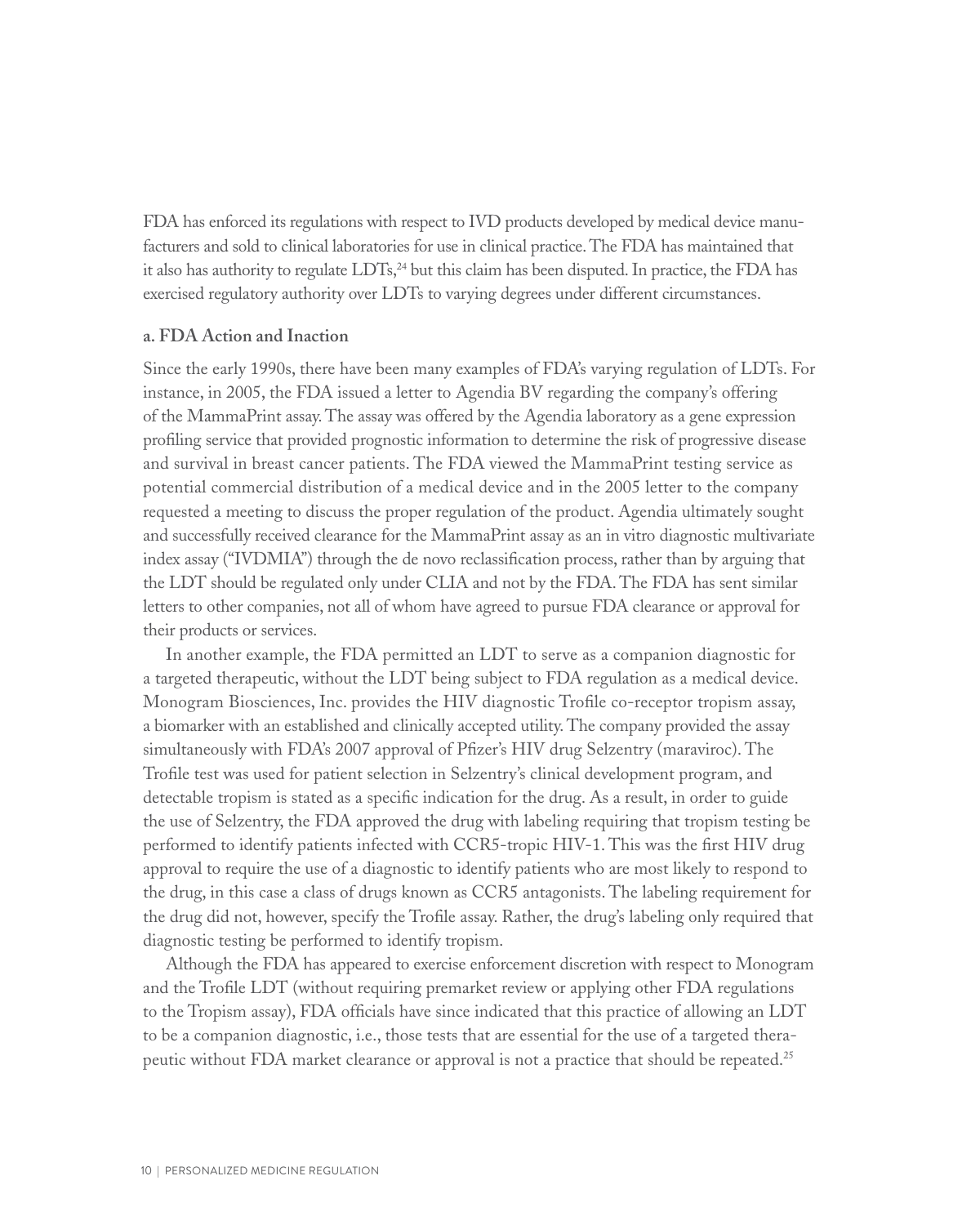FDA has enforced its regulations with respect to IVD products developed by medical device manufacturers and sold to clinical laboratories for use in clinical practice. The FDA has maintained that it also has authority to regulate LDTs,[24] but this claim has been disputed. In practice, the FDA has exercised regulatory authority over LDTs to varying degrees under different circumstances.

**a. FDA Action and Inaction**

Since the early 1990s, there have been many examples of FDA's varying regulation of LDTs. For instance, in 2005, the FDA issued a letter to Agendia BV regarding the company's offering of the MammaPrint assay. The assay was offered by the Agendia laboratory as a gene expression profiling service that provided prognostic information to determine the risk of progressive disease and survival in breast cancer patients. The FDA viewed the MammaPrint testing service as potential commercial distribution of a medical device and in the 2005 letter to the company requested a meeting to discuss the proper regulation of the product. Agendia ultimately sought and successfully received clearance for the MammaPrint assay as an in vitro diagnostic multivariate index assay ("IVDMIA") through the de novo reclassification process, rather than by arguing that the LDT should be regulated only under CLIA and not by the FDA. The FDA has sent similar letters to other companies, not all of whom have agreed to pursue FDA clearance or approval for their products or services.

In another example, the FDA permitted an LDT to serve as a companion diagnostic for a targeted therapeutic, without the LDT being subject to FDA regulation as a medical device. Monogram Biosciences, Inc. provides the HIV diagnostic Trofile co-receptor tropism assay, a biomarker with an established and clinically accepted utility. The company provided the assay simultaneously with FDA's 2007 approval of Pfizer's HIV drug Selzentry (maraviroc). The Trofile test was used for patient selection in Selzentry's clinical development program, and detectable tropism is stated as a specific indication for the drug. As a result, in order to guide the use of Selzentry, the FDA approved the drug with labeling requiring that tropism testing be performed to identify patients infected with CCR5-tropic HIV-1. This was the first HIV drug approval to require the use of a diagnostic to identify patients who are most likely to respond to the drug, in this case a class of drugs known as CCR5 antagonists. The labeling requirement for the drug did not, however, specify the Trofile assay. Rather, the drug's labeling only required that diagnostic testing be performed to identify tropism.

Although the FDA has appeared to exercise enforcement discretion with respect to Monogram and the Trofile LDT (without requiring premarket review or applying other FDA regulations to the Tropism assay), FDA officials have since indicated that this practice of allowing an LDT to be a companion diagnostic, i.e., those tests that are essential for the use of a targeted therapeutic without FDA market clearance or approval is not a practice that should be repeated.[25]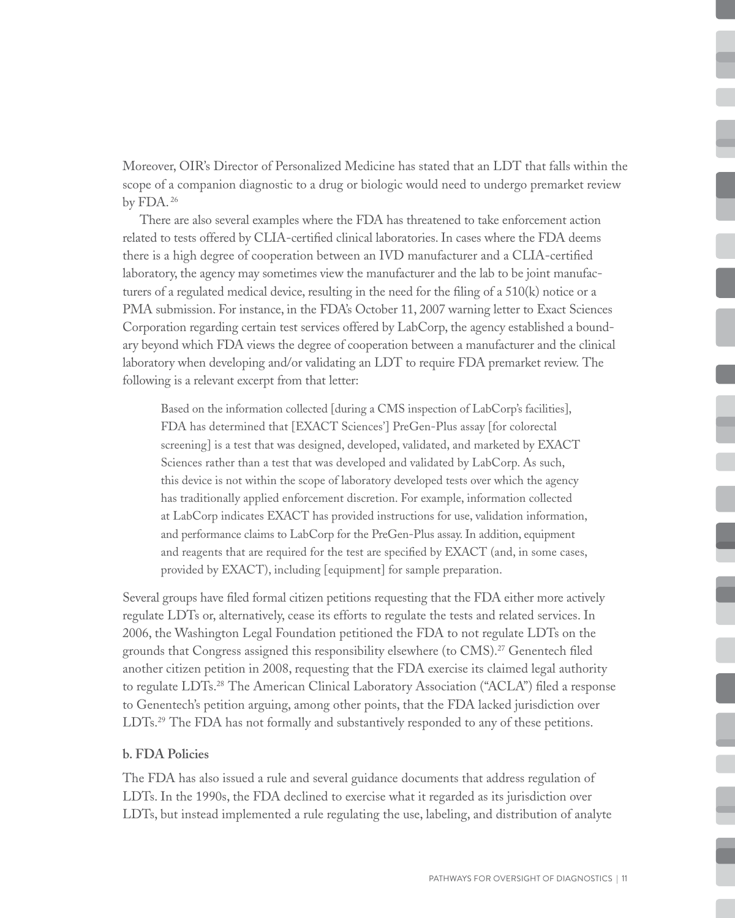Moreover, OIR's Director of Personalized Medicine has stated that an LDT that falls within the scope of a companion diagnostic to a drug or biologic would need to undergo premarket review by FDA.[26]

There are also several examples where the FDA has threatened to take enforcement action related to tests offered by CLIA-certified clinical laboratories. In cases where the FDA deems there is a high degree of cooperation between an IVD manufacturer and a CLIA-certified laboratory, the agency may sometimes view the manufacturer and the lab to be joint manufacturers of a regulated medical device, resulting in the need for the filing of a 510(k) notice or a PMA submission. For instance, in the FDA's October 11, 2007 warning letter to Exact Sciences Corporation regarding certain test services offered by LabCorp, the agency established a boundary beyond which FDA views the degree of cooperation between a manufacturer and the clinical laboratory when developing and/or validating an LDT to require FDA premarket review. The following is a relevant excerpt from that letter:

> Based on the information collected [during a CMS inspection of LabCorp's facilities], FDA has determined that [EXACT Sciences'] PreGen-Plus assay [for colorectal screening] is a test that was designed, developed, validated, and marketed by EXACT Sciences rather than a test that was developed and validated by LabCorp. As such, this device is not within the scope of laboratory developed tests over which the agency has traditionally applied enforcement discretion. For example, information collected at LabCorp indicates EXACT has provided instructions for use, validation information, and performance claims to LabCorp for the PreGen-Plus assay. In addition, equipment and reagents that are required for the test are specified by EXACT (and, in some cases, provided by EXACT), including [equipment] for sample preparation.

Several groups have filed formal citizen petitions requesting that the FDA either more actively regulate LDTs or, alternatively, cease its efforts to regulate the tests and related services. In 2006, the Washington Legal Foundation petitioned the FDA to not regulate LDTs on the grounds that Congress assigned this responsibility elsewhere (to CMS).[27] Genentech filed another citizen petition in 2008, requesting that the FDA exercise its claimed legal authority to regulate LDTs.[28] The American Clinical Laboratory Association ("ACLA") filed a response to Genentech's petition arguing, among other points, that the FDA lacked jurisdiction over LDTs.[29] The FDA has not formally and substantively responded to any of these petitions.

**b. FDA Policies**

The FDA has also issued a rule and several guidance documents that address regulation of LDTs. In the 1990s, the FDA declined to exercise what it regarded as its jurisdiction over LDTs, but instead implemented a rule regulating the use, labeling, and distribution of analyte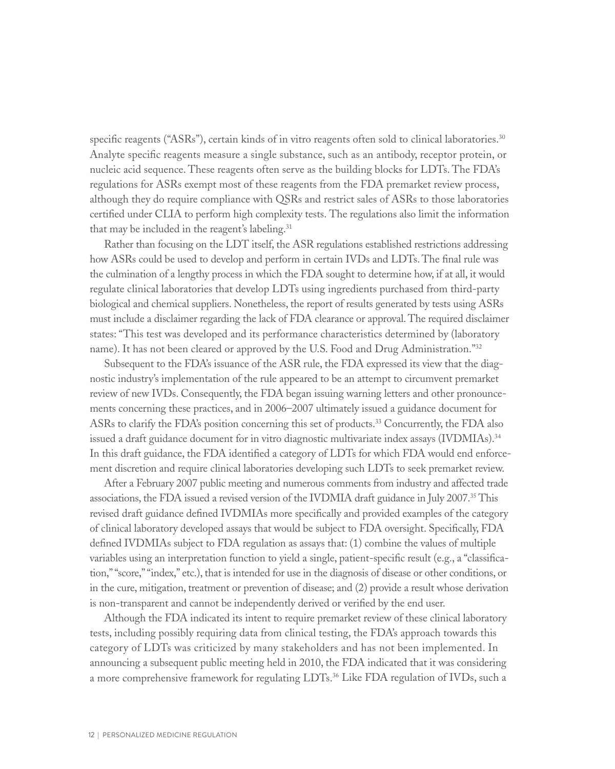specific reagents ("ASRs"), certain kinds of in vitro reagents often sold to clinical laboratories.[30] Analyte specific reagents measure a single substance, such as an antibody, receptor protein, or nucleic acid sequence. These reagents often serve as the building blocks for LDTs. The FDA's regulations for ASRs exempt most of these reagents from the FDA premarket review process, although they do require compliance with QSRs and restrict sales of ASRs to those laboratories certified under CLIA to perform high complexity tests. The regulations also limit the information that may be included in the reagent's labeling.[31]

Rather than focusing on the LDT itself, the ASR regulations established restrictions addressing how ASRs could be used to develop and perform in certain IVDs and LDTs. The final rule was the culmination of a lengthy process in which the FDA sought to determine how, if at all, it would regulate clinical laboratories that develop LDTs using ingredients purchased from third-party biological and chemical suppliers. Nonetheless, the report of results generated by tests using ASRs must include a disclaimer regarding the lack of FDA clearance or approval. The required disclaimer states: "This test was developed and its performance characteristics determined by (laboratory name). It has not been cleared or approved by the U.S. Food and Drug Administration."[32]

Subsequent to the FDA's issuance of the ASR rule, the FDA expressed its view that the diagnostic industry's implementation of the rule appeared to be an attempt to circumvent premarket review of new IVDs. Consequently, the FDA began issuing warning letters and other pronouncements concerning these practices, and in 2006–2007 ultimately issued a guidance document for ASRs to clarify the FDA's position concerning this set of products.[33] Concurrently, the FDA also issued a draft guidance document for in vitro diagnostic multivariate index assays (IVDMIAs).[34] In this draft guidance, the FDA identified a category of LDTs for which FDA would end enforcement discretion and require clinical laboratories developing such LDTs to seek premarket review.

After a February 2007 public meeting and numerous comments from industry and affected trade associations, the FDA issued a revised version of the IVDMIA draft guidance in July 2007.[35] This revised draft guidance defined IVDMIAs more specifically and provided examples of the category of clinical laboratory developed assays that would be subject to FDA oversight. Specifically, FDA defined IVDMIAs subject to FDA regulation as assays that: (1) combine the values of multiple variables using an interpretation function to yield a single, patient-specific result (e.g., a "classification," "score," "index," etc.), that is intended for use in the diagnosis of disease or other conditions, or in the cure, mitigation, treatment or prevention of disease; and (2) provide a result whose derivation is non-transparent and cannot be independently derived or verified by the end user.

Although the FDA indicated its intent to require premarket review of these clinical laboratory tests, including possibly requiring data from clinical testing, the FDA's approach towards this category of LDTs was criticized by many stakeholders and has not been implemented. In announcing a subsequent public meeting held in 2010, the FDA indicated that it was considering a more comprehensive framework for regulating LDTs.[36] Like FDA regulation of IVDs, such a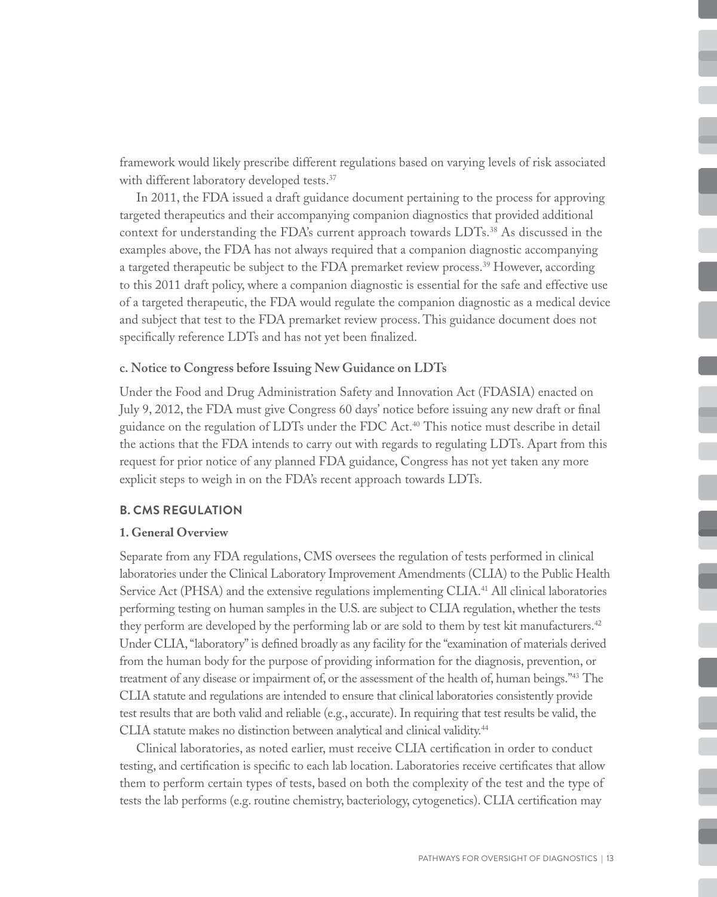framework would likely prescribe different regulations based on varying levels of risk associated with different laboratory developed tests.[37]

In 2011, the FDA issued a draft guidance document pertaining to the process for approving targeted therapeutics and their accompanying companion diagnostics that provided additional context for understanding the FDA's current approach towards LDTs.[38] As discussed in the examples above, the FDA has not always required that a companion diagnostic accompanying a targeted therapeutic be subject to the FDA premarket review process.[39] However, according to this 2011 draft policy, where a companion diagnostic is essential for the safe and effective use of a targeted therapeutic, the FDA would regulate the companion diagnostic as a medical device and subject that test to the FDA premarket review process. This guidance document does not specifically reference LDTs and has not yet been finalized.

#### c. Notice to Congress before Issuing New Guidance on LDTs

Under the Food and Drug Administration Safety and Innovation Act (FDASIA) enacted on July 9, 2012, the FDA must give Congress 60 days' notice before issuing any new draft or final guidance on the regulation of LDTs under the FDC Act.[40] This notice must describe in detail the actions that the FDA intends to carry out with regards to regulating LDTs. Apart from this request for prior notice of any planned FDA guidance, Congress has not yet taken any more explicit steps to weigh in on the FDA's recent approach towards LDTs.

## B. CMS REGULATION

### 1. General Overview

Separate from any FDA regulations, CMS oversees the regulation of tests performed in clinical laboratories under the Clinical Laboratory Improvement Amendments (CLIA) to the Public Health Service Act (PHSA) and the extensive regulations implementing CLIA.[41] All clinical laboratories performing testing on human samples in the U.S. are subject to CLIA regulation, whether the tests they perform are developed by the performing lab or are sold to them by test kit manufacturers.[42] Under CLIA, "laboratory" is defined broadly as any facility for the "examination of materials derived from the human body for the purpose of providing information for the diagnosis, prevention, or treatment of any disease or impairment of, or the assessment of the health of, human beings."[43] The CLIA statute and regulations are intended to ensure that clinical laboratories consistently provide test results that are both valid and reliable (e.g., accurate). In requiring that test results be valid, the CLIA statute makes no distinction between analytical and clinical validity.[44]

Clinical laboratories, as noted earlier, must receive CLIA certification in order to conduct testing, and certification is specific to each lab location. Laboratories receive certificates that allow them to perform certain types of tests, based on both the complexity of the test and the type of tests the lab performs (e.g. routine chemistry, bacteriology, cytogenetics). CLIA certification may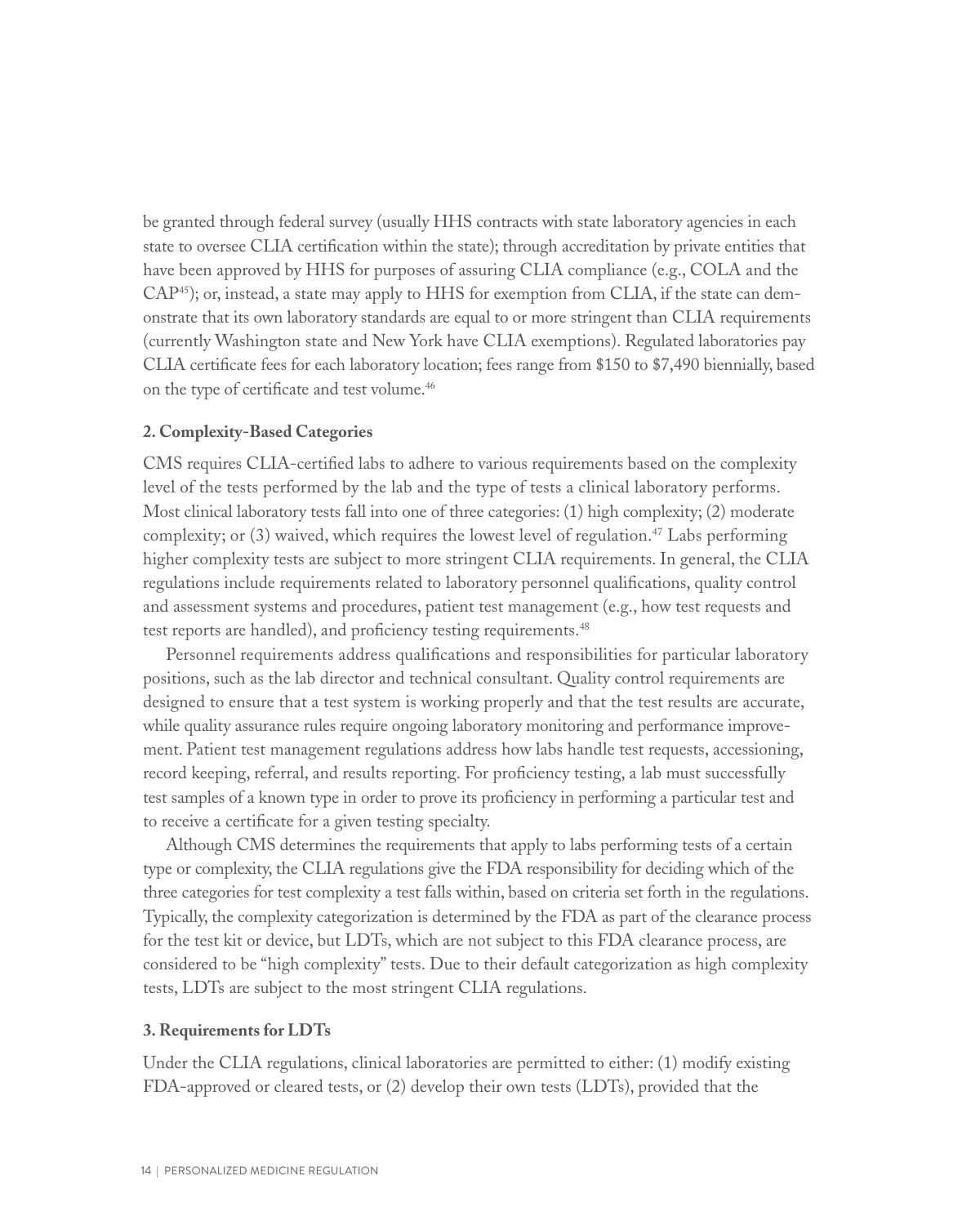be granted through federal survey (usually HHS contracts with state laboratory agencies in each state to oversee CLIA certification within the state); through accreditation by private entities that have been approved by HHS for purposes of assuring CLIA compliance (e.g., COLA and the CAP[45]); or, instead, a state may apply to HHS for exemption from CLIA, if the state can demonstrate that its own laboratory standards are equal to or more stringent than CLIA requirements (currently Washington state and New York have CLIA exemptions). Regulated laboratories pay CLIA certificate fees for each laboratory location; fees range from $150 to $7,490 biennially, based on the type of certificate and test volume.[46]

**2. Complexity-Based Categories**

CMS requires CLIA-certified labs to adhere to various requirements based on the complexity level of the tests performed by the lab and the type of tests a clinical laboratory performs. Most clinical laboratory tests fall into one of three categories: (1) high complexity; (2) moderate complexity; or (3) waived, which requires the lowest level of regulation.[47] Labs performing higher complexity tests are subject to more stringent CLIA requirements. In general, the CLIA regulations include requirements related to laboratory personnel qualifications, quality control and assessment systems and procedures, patient test management (e.g., how test requests and test reports are handled), and proficiency testing requirements.[48]

Personnel requirements address qualifications and responsibilities for particular laboratory positions, such as the lab director and technical consultant. Quality control requirements are designed to ensure that a test system is working properly and that the test results are accurate, while quality assurance rules require ongoing laboratory monitoring and performance improvement. Patient test management regulations address how labs handle test requests, accessioning, record keeping, referral, and results reporting. For proficiency testing, a lab must successfully test samples of a known type in order to prove its proficiency in performing a particular test and to receive a certificate for a given testing specialty.

Although CMS determines the requirements that apply to labs performing tests of a certain type or complexity, the CLIA regulations give the FDA responsibility for deciding which of the three categories for test complexity a test falls within, based on criteria set forth in the regulations. Typically, the complexity categorization is determined by the FDA as part of the clearance process for the test kit or device, but LDTs, which are not subject to this FDA clearance process, are considered to be "high complexity" tests. Due to their default categorization as high complexity tests, LDTs are subject to the most stringent CLIA regulations.

**3. Requirements for LDTs**

Under the CLIA regulations, clinical laboratories are permitted to either: (1) modify existing FDA-approved or cleared tests, or (2) develop their own tests (LDTs), provided that the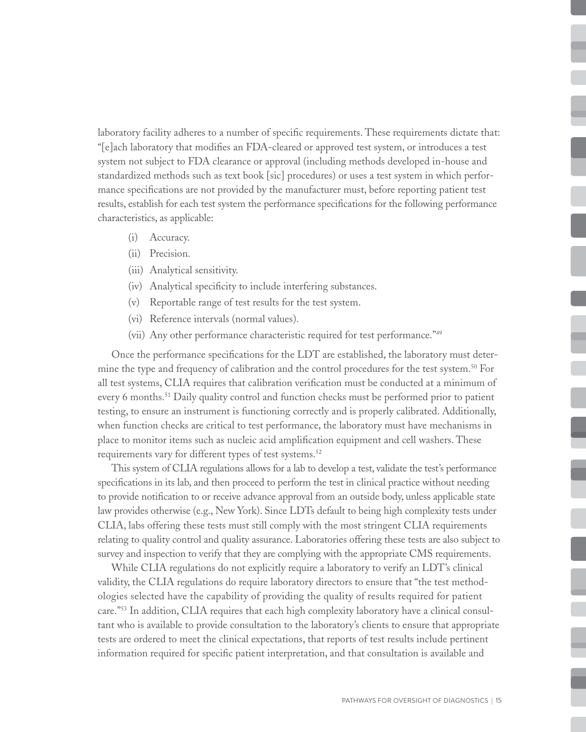laboratory facility adheres to a number of specific requirements. These requirements dictate that: "[e]ach laboratory that modifies an FDA-cleared or approved test system, or introduces a test system not subject to FDA clearance or approval (including methods developed in-house and standardized methods such as text book [sic] procedures) or uses a test system in which performance specifications are not provided by the manufacturer must, before reporting patient test results, establish for each test system the performance specifications for the following performance characteristics, as applicable:

(i) Accuracy.
(ii) Precision.
(iii) Analytical sensitivity.
(iv) Analytical specificity to include interfering substances.
(v) Reportable range of test results for the test system.
(vi) Reference intervals (normal values).
(vii) Any other performance characteristic required for test performance."[49]

Once the performance specifications for the LDT are established, the laboratory must determine the type and frequency of calibration and the control procedures for the test system.[50] For all test systems, CLIA requires that calibration verification must be conducted at a minimum of every 6 months.[51] Daily quality control and function checks must be performed prior to patient testing, to ensure an instrument is functioning correctly and is properly calibrated. Additionally, when function checks are critical to test performance, the laboratory must have mechanisms in place to monitor items such as nucleic acid amplification equipment and cell washers. These requirements vary for different types of test systems.[52]

This system of CLIA regulations allows for a lab to develop a test, validate the test's performance specifications in its lab, and then proceed to perform the test in clinical practice without needing to provide notification to or receive advance approval from an outside body, unless applicable state law provides otherwise (e.g., New York). Since LDTs default to being high complexity tests under CLIA, labs offering these tests must still comply with the most stringent CLIA requirements relating to quality control and quality assurance. Laboratories offering these tests are also subject to survey and inspection to verify that they are complying with the appropriate CMS requirements.

While CLIA regulations do not explicitly require a laboratory to verify an LDT's clinical validity, the CLIA regulations do require laboratory directors to ensure that "the test methodologies selected have the capability of providing the quality of results required for patient care."[53] In addition, CLIA requires that each high complexity laboratory have a clinical consultant who is available to provide consultation to the laboratory's clients to ensure that appropriate tests are ordered to meet the clinical expectations, that reports of test results include pertinent information required for specific patient interpretation, and that consultation is available and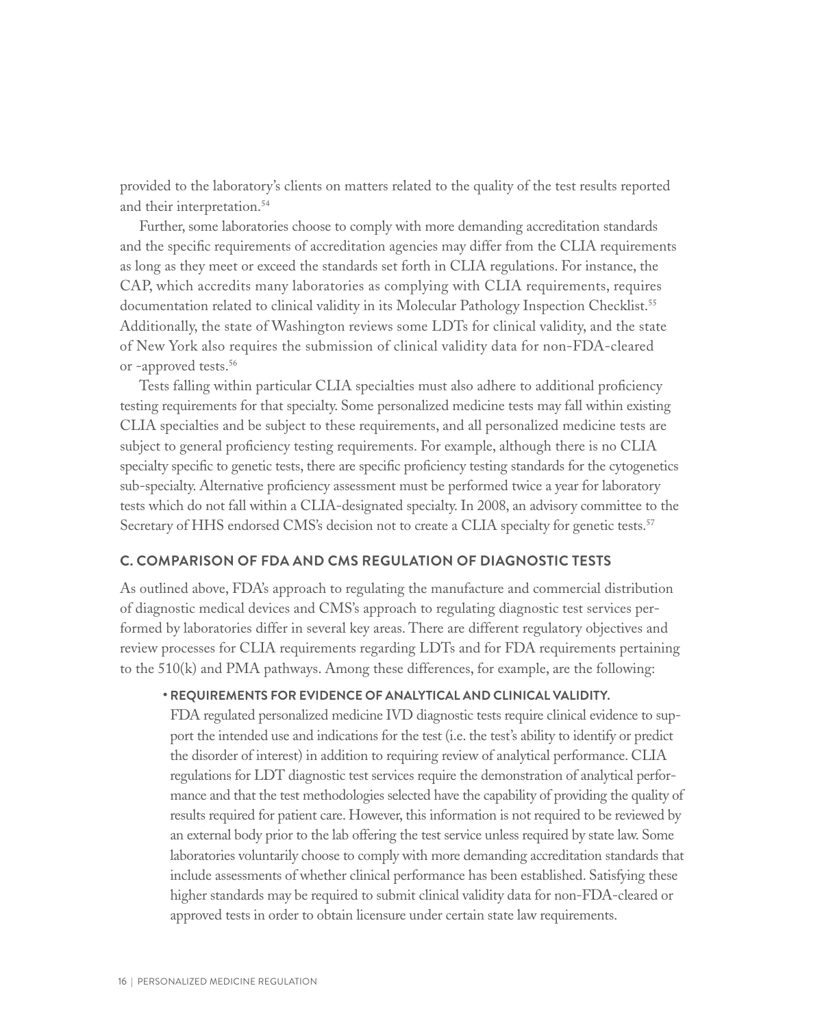provided to the laboratory's clients on matters related to the quality of the test results reported and their interpretation.[54]

Further, some laboratories choose to comply with more demanding accreditation standards and the specific requirements of accreditation agencies may differ from the CLIA requirements as long as they meet or exceed the standards set forth in CLIA regulations. For instance, the CAP, which accredits many laboratories as complying with CLIA requirements, requires documentation related to clinical validity in its Molecular Pathology Inspection Checklist.[55] Additionally, the state of Washington reviews some LDTs for clinical validity, and the state of New York also requires the submission of clinical validity data for non-FDA-cleared or -approved tests.[56]

Tests falling within particular CLIA specialties must also adhere to additional proficiency testing requirements for that specialty. Some personalized medicine tests may fall within existing CLIA specialties and be subject to these requirements, and all personalized medicine tests are subject to general proficiency testing requirements. For example, although there is no CLIA specialty specific to genetic tests, there are specific proficiency testing standards for the cytogenetics sub-specialty. Alternative proficiency assessment must be performed twice a year for laboratory tests which do not fall within a CLIA-designated specialty. In 2008, an advisory committee to the Secretary of HHS endorsed CMS's decision not to create a CLIA specialty for genetic tests.[57]

## C. COMPARISON OF FDA AND CMS REGULATION OF DIAGNOSTIC TESTS

As outlined above, FDA's approach to regulating the manufacture and commercial distribution of diagnostic medical devices and CMS's approach to regulating diagnostic test services performed by laboratories differ in several key areas. There are different regulatory objectives and review processes for CLIA requirements regarding LDTs and for FDA requirements pertaining to the 510(k) and PMA pathways. Among these differences, for example, are the following:

- **REQUIREMENTS FOR EVIDENCE OF ANALYTICAL AND CLINICAL VALIDITY.**
  FDA regulated personalized medicine IVD diagnostic tests require clinical evidence to support the intended use and indications for the test (i.e. the test's ability to identify or predict the disorder of interest) in addition to requiring review of analytical performance. CLIA regulations for LDT diagnostic test services require the demonstration of analytical performance and that the test methodologies selected have the capability of providing the quality of results required for patient care. However, this information is not required to be reviewed by an external body prior to the lab offering the test service unless required by state law. Some laboratories voluntarily choose to comply with more demanding accreditation standards that include assessments of whether clinical performance has been established. Satisfying these higher standards may be required to submit clinical validity data for non-FDA-cleared or approved tests in order to obtain licensure under certain state law requirements.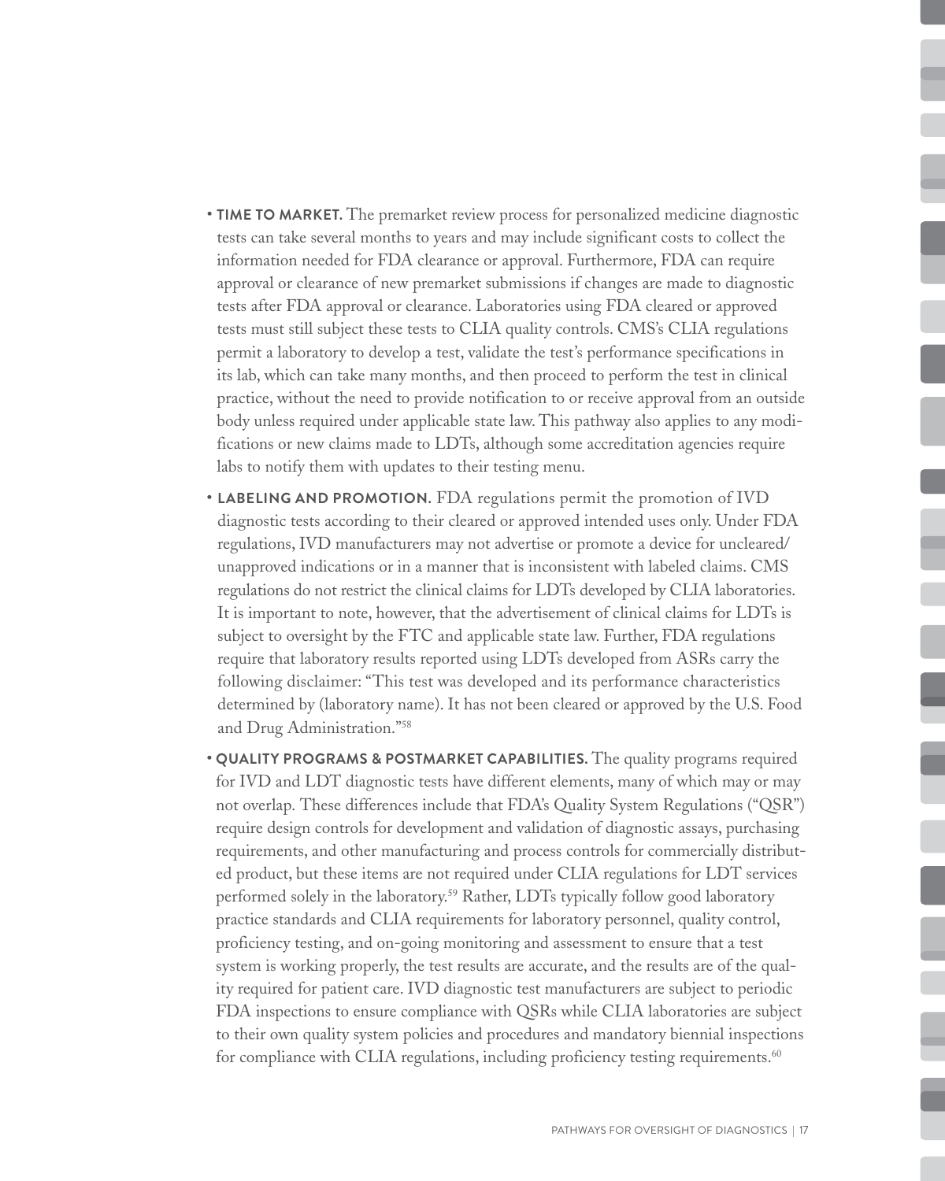- **TIME TO MARKET.** The premarket review process for personalized medicine diagnostic tests can take several months to years and may include significant costs to collect the information needed for FDA clearance or approval. Furthermore, FDA can require approval or clearance of new premarket submissions if changes are made to diagnostic tests after FDA approval or clearance. Laboratories using FDA cleared or approved tests must still subject these tests to CLIA quality controls. CMS's CLIA regulations permit a laboratory to develop a test, validate the test's performance specifications in its lab, which can take many months, and then proceed to perform the test in clinical practice, without the need to provide notification to or receive approval from an outside body unless required under applicable state law. This pathway also applies to any modifications or new claims made to LDTs, although some accreditation agencies require labs to notify them with updates to their testing menu.

- **LABELING AND PROMOTION.** FDA regulations permit the promotion of IVD diagnostic tests according to their cleared or approved intended uses only. Under FDA regulations, IVD manufacturers may not advertise or promote a device for uncleared/unapproved indications or in a manner that is inconsistent with labeled claims. CMS regulations do not restrict the clinical claims for LDTs developed by CLIA laboratories. It is important to note, however, that the advertisement of clinical claims for LDTs is subject to oversight by the FTC and applicable state law. Further, FDA regulations require that laboratory results reported using LDTs developed from ASRs carry the following disclaimer: "This test was developed and its performance characteristics determined by (laboratory name). It has not been cleared or approved by the U.S. Food and Drug Administration."[58]

- **QUALITY PROGRAMS & POSTMARKET CAPABILITIES.** The quality programs required for IVD and LDT diagnostic tests have different elements, many of which may or may not overlap. These differences include that FDA's Quality System Regulations ("QSR") require design controls for development and validation of diagnostic assays, purchasing requirements, and other manufacturing and process controls for commercially distributed product, but these items are not required under CLIA regulations for LDT services performed solely in the laboratory.[59] Rather, LDTs typically follow good laboratory practice standards and CLIA requirements for laboratory personnel, quality control, proficiency testing, and on-going monitoring and assessment to ensure that a test system is working properly, the test results are accurate, and the results are of the quality required for patient care. IVD diagnostic test manufacturers are subject to periodic FDA inspections to ensure compliance with QSRs while CLIA laboratories are subject to their own quality system policies and procedures and mandatory biennial inspections for compliance with CLIA regulations, including proficiency testing requirements.[60]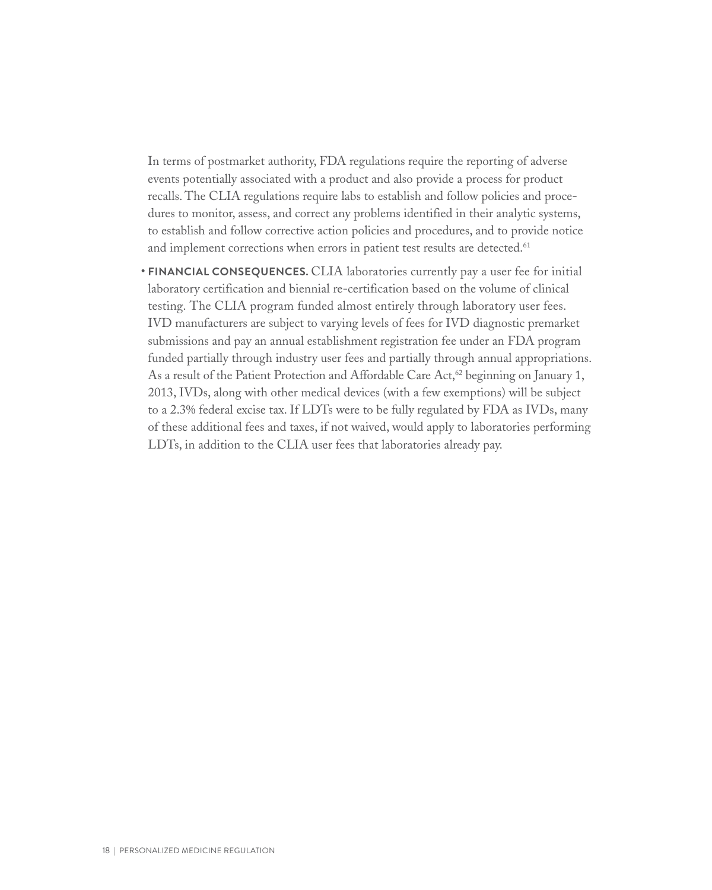In terms of postmarket authority, FDA regulations require the reporting of adverse events potentially associated with a product and also provide a process for product recalls. The CLIA regulations require labs to establish and follow policies and procedures to monitor, assess, and correct any problems identified in their analytic systems, to establish and follow corrective action policies and procedures, and to provide notice and implement corrections when errors in patient test results are detected.[61]

- **FINANCIAL CONSEQUENCES.** CLIA laboratories currently pay a user fee for initial laboratory certification and biennial re-certification based on the volume of clinical testing. The CLIA program funded almost entirely through laboratory user fees. IVD manufacturers are subject to varying levels of fees for IVD diagnostic premarket submissions and pay an annual establishment registration fee under an FDA program funded partially through industry user fees and partially through annual appropriations. As a result of the Patient Protection and Affordable Care Act,[62] beginning on January 1, 2013, IVDs, along with other medical devices (with a few exemptions) will be subject to a 2.3% federal excise tax. If LDTs were to be fully regulated by FDA as IVDs, many of these additional fees and taxes, if not waived, would apply to laboratories performing LDTs, in addition to the CLIA user fees that laboratories already pay.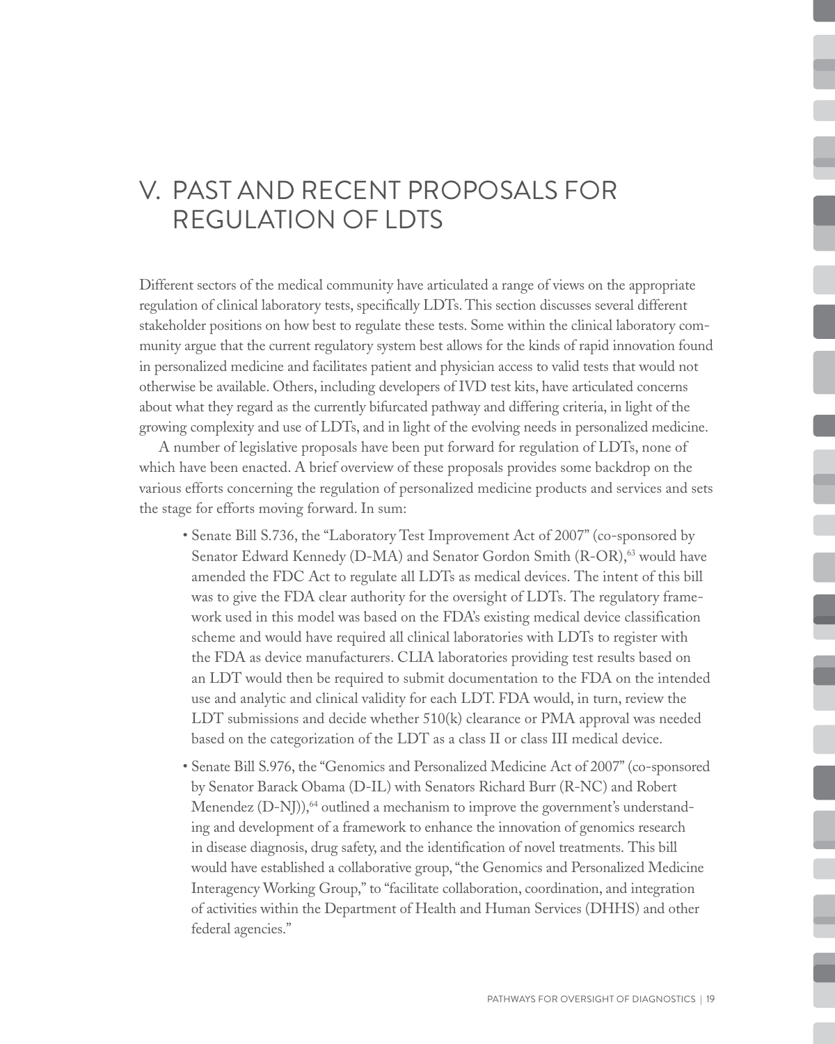# V. PAST AND RECENT PROPOSALS FOR REGULATION OF LDTS

Different sectors of the medical community have articulated a range of views on the appropriate regulation of clinical laboratory tests, specifically LDTs. This section discusses several different stakeholder positions on how best to regulate these tests. Some within the clinical laboratory community argue that the current regulatory system best allows for the kinds of rapid innovation found in personalized medicine and facilitates patient and physician access to valid tests that would not otherwise be available. Others, including developers of IVD test kits, have articulated concerns about what they regard as the currently bifurcated pathway and differing criteria, in light of the growing complexity and use of LDTs, and in light of the evolving needs in personalized medicine.

A number of legislative proposals have been put forward for regulation of LDTs, none of which have been enacted. A brief overview of these proposals provides some backdrop on the various efforts concerning the regulation of personalized medicine products and services and sets the stage for efforts moving forward. In sum:

- Senate Bill S.736, the "Laboratory Test Improvement Act of 2007" (co-sponsored by Senator Edward Kennedy (D-MA) and Senator Gordon Smith (R-OR),[63] would have amended the FDC Act to regulate all LDTs as medical devices. The intent of this bill was to give the FDA clear authority for the oversight of LDTs. The regulatory framework used in this model was based on the FDA's existing medical device classification scheme and would have required all clinical laboratories with LDTs to register with the FDA as device manufacturers. CLIA laboratories providing test results based on an LDT would then be required to submit documentation to the FDA on the intended use and analytic and clinical validity for each LDT. FDA would, in turn, review the LDT submissions and decide whether 510(k) clearance or PMA approval was needed based on the categorization of the LDT as a class II or class III medical device.
- Senate Bill S.976, the "Genomics and Personalized Medicine Act of 2007" (co-sponsored by Senator Barack Obama (D-IL) with Senators Richard Burr (R-NC) and Robert Menendez (D-NJ)),[64] outlined a mechanism to improve the government's understanding and development of a framework to enhance the innovation of genomics research in disease diagnosis, drug safety, and the identification of novel treatments. This bill would have established a collaborative group, "the Genomics and Personalized Medicine Interagency Working Group," to "facilitate collaboration, coordination, and integration of activities within the Department of Health and Human Services (DHHS) and other federal agencies."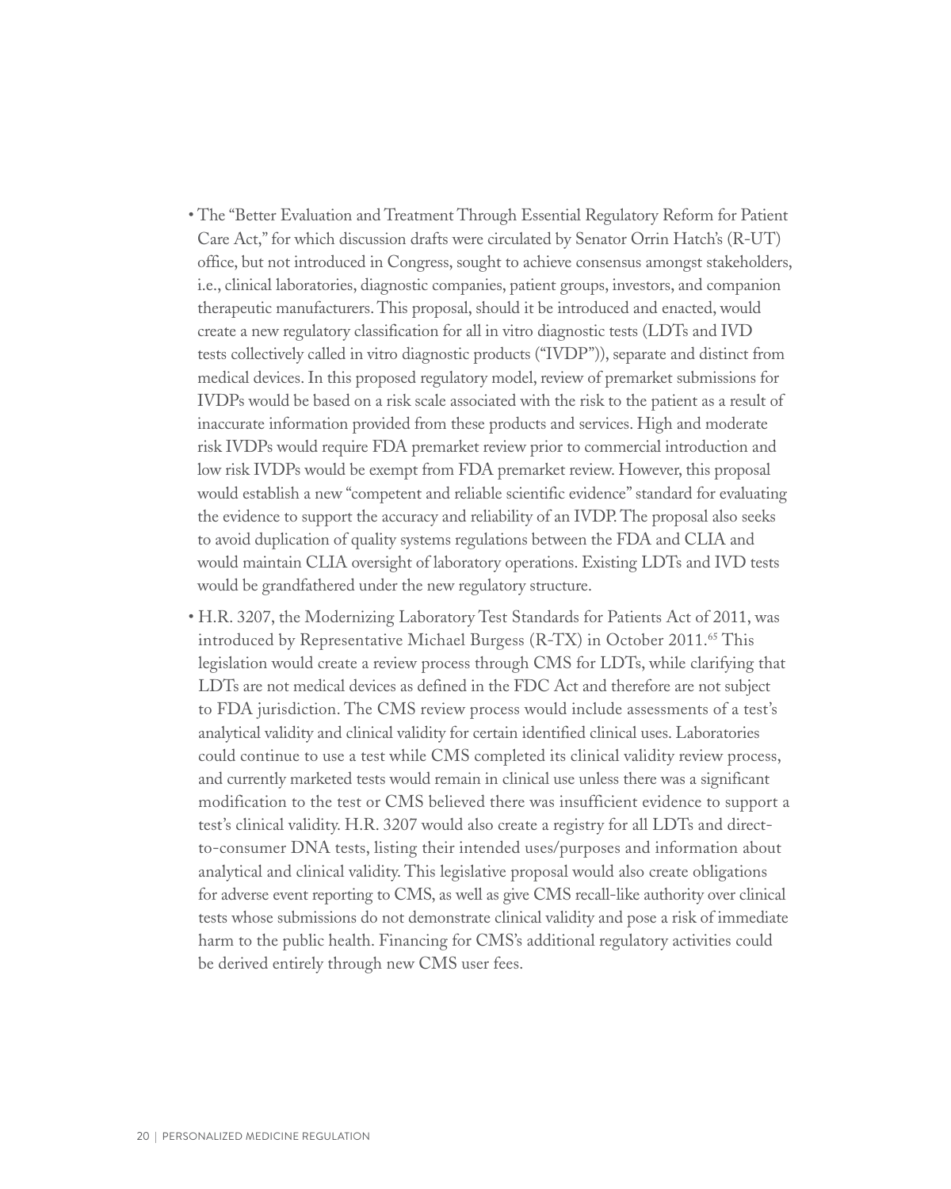- The "Better Evaluation and Treatment Through Essential Regulatory Reform for Patient Care Act," for which discussion drafts were circulated by Senator Orrin Hatch's (R-UT) office, but not introduced in Congress, sought to achieve consensus amongst stakeholders, i.e., clinical laboratories, diagnostic companies, patient groups, investors, and companion therapeutic manufacturers. This proposal, should it be introduced and enacted, would create a new regulatory classification for all in vitro diagnostic tests (LDTs and IVD tests collectively called in vitro diagnostic products ("IVDP")), separate and distinct from medical devices. In this proposed regulatory model, review of premarket submissions for IVDPs would be based on a risk scale associated with the risk to the patient as a result of inaccurate information provided from these products and services. High and moderate risk IVDPs would require FDA premarket review prior to commercial introduction and low risk IVDPs would be exempt from FDA premarket review. However, this proposal would establish a new "competent and reliable scientific evidence" standard for evaluating the evidence to support the accuracy and reliability of an IVDP. The proposal also seeks to avoid duplication of quality systems regulations between the FDA and CLIA and would maintain CLIA oversight of laboratory operations. Existing LDTs and IVD tests would be grandfathered under the new regulatory structure.
- H.R. 3207, the Modernizing Laboratory Test Standards for Patients Act of 2011, was introduced by Representative Michael Burgess (R-TX) in October 2011.[65] This legislation would create a review process through CMS for LDTs, while clarifying that LDTs are not medical devices as defined in the FDC Act and therefore are not subject to FDA jurisdiction. The CMS review process would include assessments of a test's analytical validity and clinical validity for certain identified clinical uses. Laboratories could continue to use a test while CMS completed its clinical validity review process, and currently marketed tests would remain in clinical use unless there was a significant modification to the test or CMS believed there was insufficient evidence to support a test's clinical validity. H.R. 3207 would also create a registry for all LDTs and direct-to-consumer DNA tests, listing their intended uses/purposes and information about analytical and clinical validity. This legislative proposal would also create obligations for adverse event reporting to CMS, as well as give CMS recall-like authority over clinical tests whose submissions do not demonstrate clinical validity and pose a risk of immediate harm to the public health. Financing for CMS's additional regulatory activities could be derived entirely through new CMS user fees.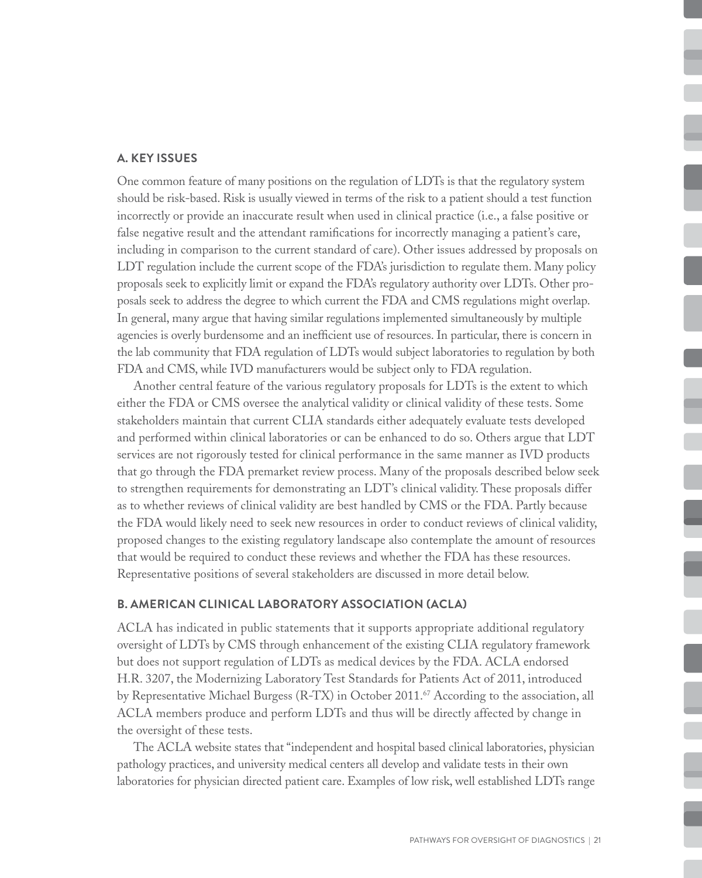## A. KEY ISSUES

One common feature of many positions on the regulation of LDTs is that the regulatory system should be risk-based. Risk is usually viewed in terms of the risk to a patient should a test function incorrectly or provide an inaccurate result when used in clinical practice (i.e., a false positive or false negative result and the attendant ramifications for incorrectly managing a patient's care, including in comparison to the current standard of care). Other issues addressed by proposals on LDT regulation include the current scope of the FDA's jurisdiction to regulate them. Many policy proposals seek to explicitly limit or expand the FDA's regulatory authority over LDTs. Other proposals seek to address the degree to which current the FDA and CMS regulations might overlap. In general, many argue that having similar regulations implemented simultaneously by multiple agencies is overly burdensome and an inefficient use of resources. In particular, there is concern in the lab community that FDA regulation of LDTs would subject laboratories to regulation by both FDA and CMS, while IVD manufacturers would be subject only to FDA regulation.

Another central feature of the various regulatory proposals for LDTs is the extent to which either the FDA or CMS oversee the analytical validity or clinical validity of these tests. Some stakeholders maintain that current CLIA standards either adequately evaluate tests developed and performed within clinical laboratories or can be enhanced to do so. Others argue that LDT services are not rigorously tested for clinical performance in the same manner as IVD products that go through the FDA premarket review process. Many of the proposals described below seek to strengthen requirements for demonstrating an LDT's clinical validity. These proposals differ as to whether reviews of clinical validity are best handled by CMS or the FDA. Partly because the FDA would likely need to seek new resources in order to conduct reviews of clinical validity, proposed changes to the existing regulatory landscape also contemplate the amount of resources that would be required to conduct these reviews and whether the FDA has these resources. Representative positions of several stakeholders are discussed in more detail below.

## B. AMERICAN CLINICAL LABORATORY ASSOCIATION (ACLA)

ACLA has indicated in public statements that it supports appropriate additional regulatory oversight of LDTs by CMS through enhancement of the existing CLIA regulatory framework but does not support regulation of LDTs as medical devices by the FDA. ACLA endorsed H.R. 3207, the Modernizing Laboratory Test Standards for Patients Act of 2011, introduced by Representative Michael Burgess (R-TX) in October 2011.[67] According to the association, all ACLA members produce and perform LDTs and thus will be directly affected by change in the oversight of these tests.

The ACLA website states that "independent and hospital based clinical laboratories, physician pathology practices, and university medical centers all develop and validate tests in their own laboratories for physician directed patient care. Examples of low risk, well established LDTs range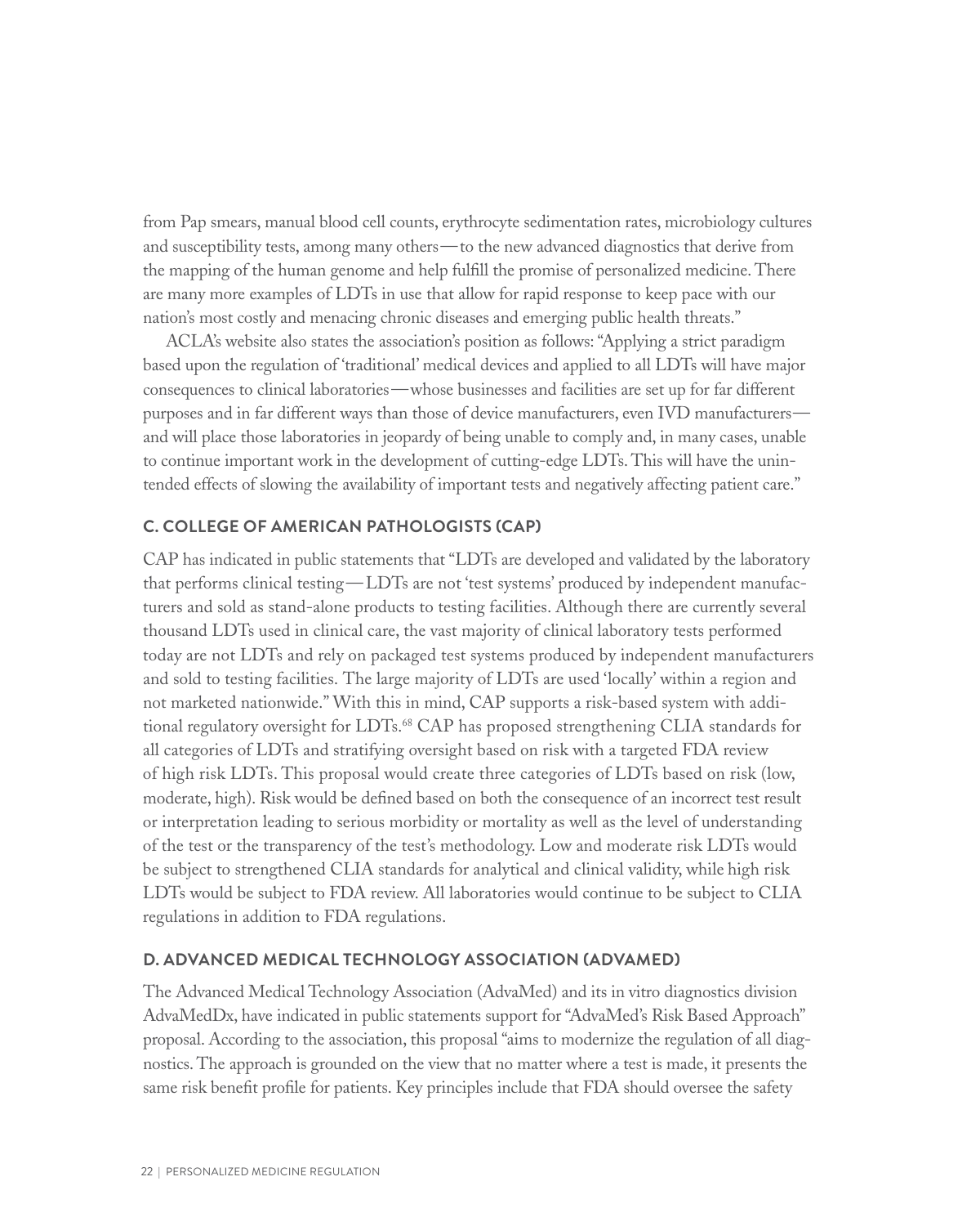from Pap smears, manual blood cell counts, erythrocyte sedimentation rates, microbiology cultures and susceptibility tests, among many others—to the new advanced diagnostics that derive from the mapping of the human genome and help fulfill the promise of personalized medicine. There are many more examples of LDTs in use that allow for rapid response to keep pace with our nation's most costly and menacing chronic diseases and emerging public health threats."

ACLA's website also states the association's position as follows: "Applying a strict paradigm based upon the regulation of 'traditional' medical devices and applied to all LDTs will have major consequences to clinical laboratories—whose businesses and facilities are set up for far different purposes and in far different ways than those of device manufacturers, even IVD manufacturers—and will place those laboratories in jeopardy of being unable to comply and, in many cases, unable to continue important work in the development of cutting-edge LDTs. This will have the unintended effects of slowing the availability of important tests and negatively affecting patient care."

### C. COLLEGE OF AMERICAN PATHOLOGISTS (CAP)

CAP has indicated in public statements that "LDTs are developed and validated by the laboratory that performs clinical testing—LDTs are not 'test systems' produced by independent manufacturers and sold as stand-alone products to testing facilities. Although there are currently several thousand LDTs used in clinical care, the vast majority of clinical laboratory tests performed today are not LDTs and rely on packaged test systems produced by independent manufacturers and sold to testing facilities. The large majority of LDTs are used 'locally' within a region and not marketed nationwide." With this in mind, CAP supports a risk-based system with additional regulatory oversight for LDTs.[68] CAP has proposed strengthening CLIA standards for all categories of LDTs and stratifying oversight based on risk with a targeted FDA review of high risk LDTs. This proposal would create three categories of LDTs based on risk (low, moderate, high). Risk would be defined based on both the consequence of an incorrect test result or interpretation leading to serious morbidity or mortality as well as the level of understanding of the test or the transparency of the test's methodology. Low and moderate risk LDTs would be subject to strengthened CLIA standards for analytical and clinical validity, while high risk LDTs would be subject to FDA review. All laboratories would continue to be subject to CLIA regulations in addition to FDA regulations.

### D. ADVANCED MEDICAL TECHNOLOGY ASSOCIATION (ADVAMED)

The Advanced Medical Technology Association (AdvaMed) and its in vitro diagnostics division AdvaMedDx, have indicated in public statements support for "AdvaMed's Risk Based Approach" proposal. According to the association, this proposal "aims to modernize the regulation of all diagnostics. The approach is grounded on the view that no matter where a test is made, it presents the same risk benefit profile for patients. Key principles include that FDA should oversee the safety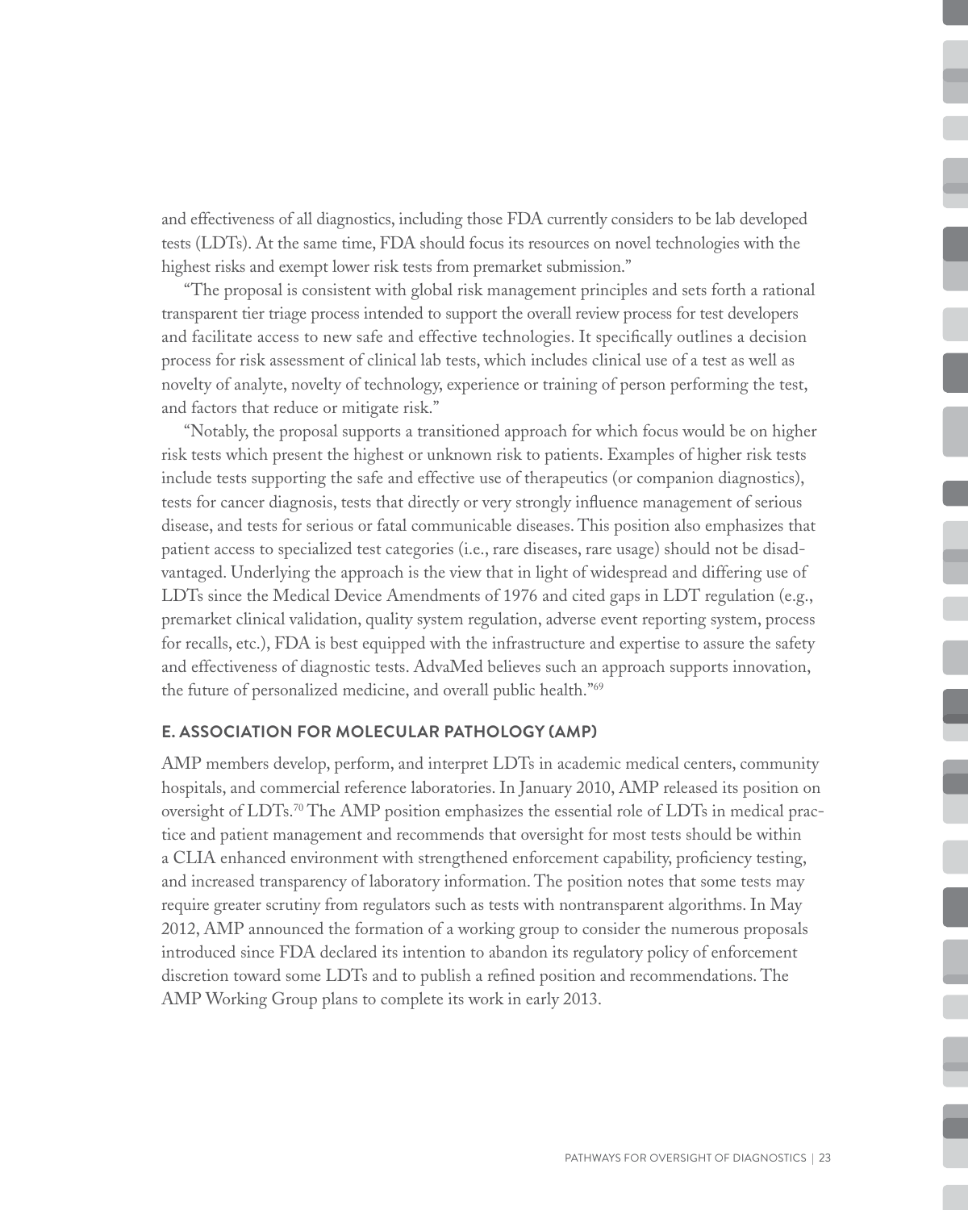and effectiveness of all diagnostics, including those FDA currently considers to be lab developed tests (LDTs). At the same time, FDA should focus its resources on novel technologies with the highest risks and exempt lower risk tests from premarket submission."

"The proposal is consistent with global risk management principles and sets forth a rational transparent tier triage process intended to support the overall review process for test developers and facilitate access to new safe and effective technologies. It specifically outlines a decision process for risk assessment of clinical lab tests, which includes clinical use of a test as well as novelty of analyte, novelty of technology, experience or training of person performing the test, and factors that reduce or mitigate risk."

"Notably, the proposal supports a transitioned approach for which focus would be on higher risk tests which present the highest or unknown risk to patients. Examples of higher risk tests include tests supporting the safe and effective use of therapeutics (or companion diagnostics), tests for cancer diagnosis, tests that directly or very strongly influence management of serious disease, and tests for serious or fatal communicable diseases. This position also emphasizes that patient access to specialized test categories (i.e., rare diseases, rare usage) should not be disadvantaged. Underlying the approach is the view that in light of widespread and differing use of LDTs since the Medical Device Amendments of 1976 and cited gaps in LDT regulation (e.g., premarket clinical validation, quality system regulation, adverse event reporting system, process for recalls, etc.), FDA is best equipped with the infrastructure and expertise to assure the safety and effectiveness of diagnostic tests. AdvaMed believes such an approach supports innovation, the future of personalized medicine, and overall public health."[69]

### E. ASSOCIATION FOR MOLECULAR PATHOLOGY (AMP)

AMP members develop, perform, and interpret LDTs in academic medical centers, community hospitals, and commercial reference laboratories. In January 2010, AMP released its position on oversight of LDTs.[70] The AMP position emphasizes the essential role of LDTs in medical practice and patient management and recommends that oversight for most tests should be within a CLIA enhanced environment with strengthened enforcement capability, proficiency testing, and increased transparency of laboratory information. The position notes that some tests may require greater scrutiny from regulators such as tests with nontransparent algorithms. In May 2012, AMP announced the formation of a working group to consider the numerous proposals introduced since FDA declared its intention to abandon its regulatory policy of enforcement discretion toward some LDTs and to publish a refined position and recommendations. The AMP Working Group plans to complete its work in early 2013.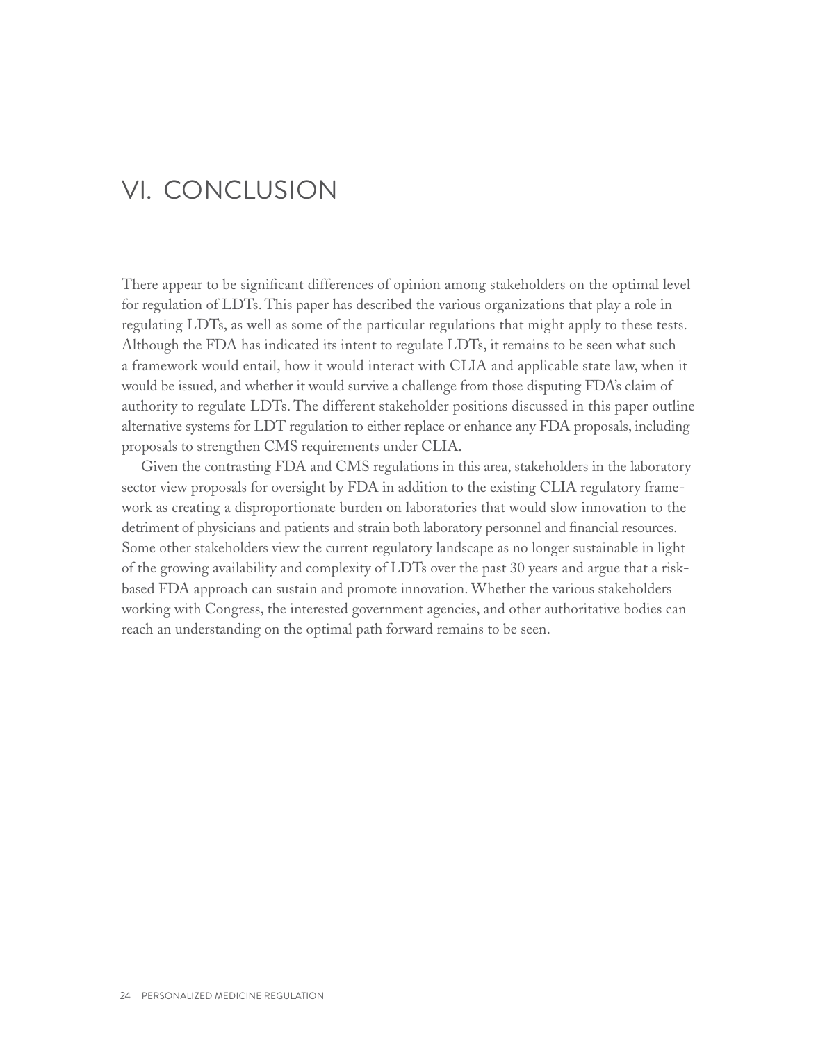# VI. CONCLUSION

There appear to be significant differences of opinion among stakeholders on the optimal level for regulation of LDTs. This paper has described the various organizations that play a role in regulating LDTs, as well as some of the particular regulations that might apply to these tests. Although the FDA has indicated its intent to regulate LDTs, it remains to be seen what such a framework would entail, how it would interact with CLIA and applicable state law, when it would be issued, and whether it would survive a challenge from those disputing FDA's claim of authority to regulate LDTs. The different stakeholder positions discussed in this paper outline alternative systems for LDT regulation to either replace or enhance any FDA proposals, including proposals to strengthen CMS requirements under CLIA.

Given the contrasting FDA and CMS regulations in this area, stakeholders in the laboratory sector view proposals for oversight by FDA in addition to the existing CLIA regulatory framework as creating a disproportionate burden on laboratories that would slow innovation to the detriment of physicians and patients and strain both laboratory personnel and financial resources. Some other stakeholders view the current regulatory landscape as no longer sustainable in light of the growing availability and complexity of LDTs over the past 30 years and argue that a risk-based FDA approach can sustain and promote innovation. Whether the various stakeholders working with Congress, the interested government agencies, and other authoritative bodies can reach an understanding on the optimal path forward remains to be seen.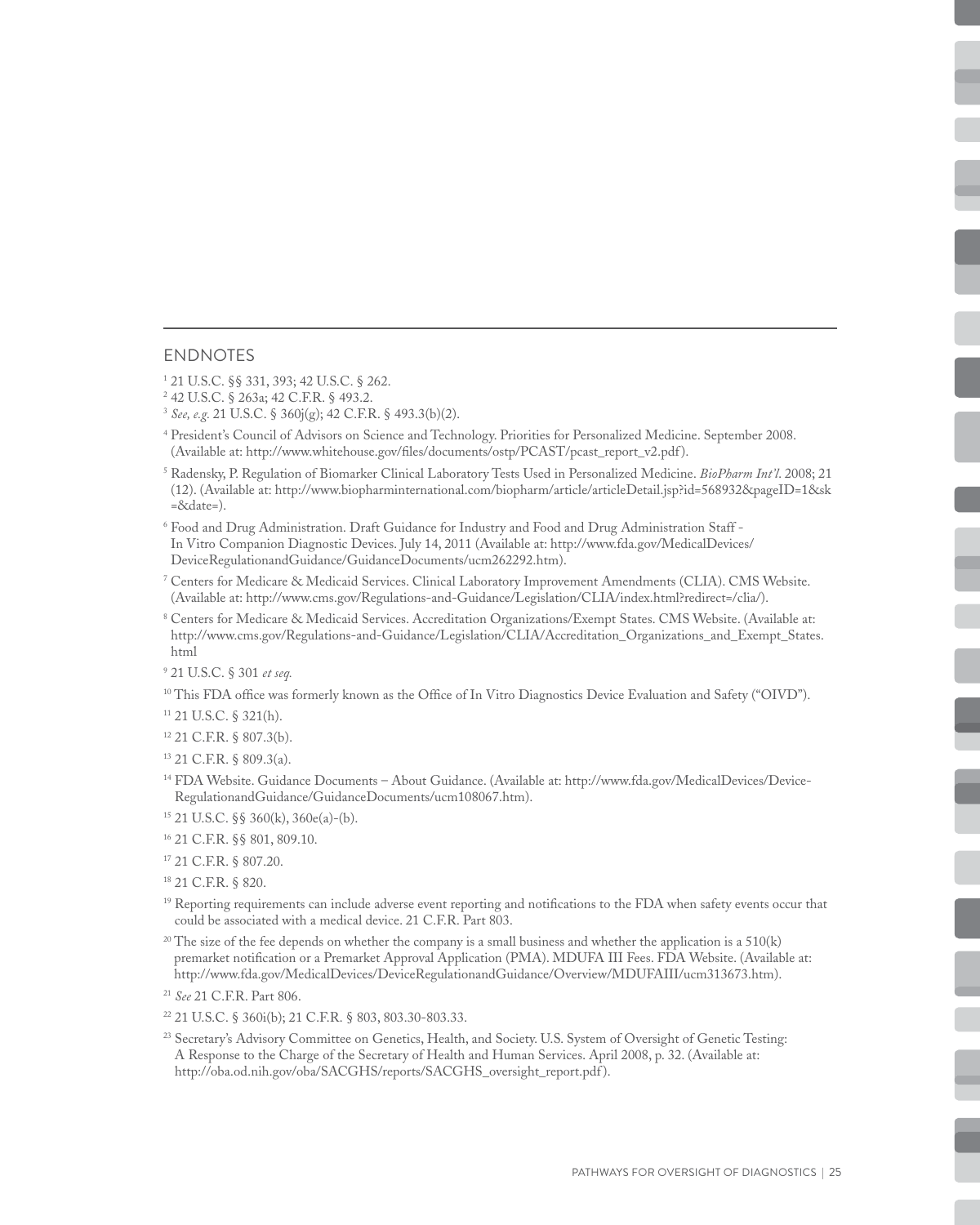## ENDNOTES

[1] 21 U.S.C. §§ 331, 393; 42 U.S.C. § 262.

[2] 42 U.S.C. § 263a; 42 C.F.R. § 493.2.

[3] *See, e.g.* 21 U.S.C. § 360j(g); 42 C.F.R. § 493.3(b)(2).

[4] President's Council of Advisors on Science and Technology. Priorities for Personalized Medicine. September 2008. (Available at: http://www.whitehouse.gov/files/documents/ostp/PCAST/pcast_report_v2.pdf).

[5] Radensky, P. Regulation of Biomarker Clinical Laboratory Tests Used in Personalized Medicine. *BioPharm Int'l*. 2008; 21 (12). (Available at: http://www.biopharminternational.com/biopharm/article/articleDetail.jsp?id=568932&pageID=1&sk=&date=).

[6] Food and Drug Administration. Draft Guidance for Industry and Food and Drug Administration Staff - In Vitro Companion Diagnostic Devices. July 14, 2011 (Available at: http://www.fda.gov/MedicalDevices/DeviceRegulationandGuidance/GuidanceDocuments/ucm262292.htm).

[7] Centers for Medicare & Medicaid Services. Clinical Laboratory Improvement Amendments (CLIA). CMS Website. (Available at: http://www.cms.gov/Regulations-and-Guidance/Legislation/CLIA/index.html?redirect=/clia/).

[8] Centers for Medicare & Medicaid Services. Accreditation Organizations/Exempt States. CMS Website. (Available at: http://www.cms.gov/Regulations-and-Guidance/Legislation/CLIA/Accreditation_Organizations_and_Exempt_States.html

[9] 21 U.S.C. § 301 *et seq.*

[10] This FDA office was formerly known as the Office of In Vitro Diagnostics Device Evaluation and Safety ("OIVD").

[11] 21 U.S.C. § 321(h).

[12] 21 C.F.R. § 807.3(b).

[13] 21 C.F.R. § 809.3(a).

[14] FDA Website. Guidance Documents – About Guidance. (Available at: http://www.fda.gov/MedicalDevices/DeviceRegulationandGuidance/GuidanceDocuments/ucm108067.htm).

[15] 21 U.S.C. §§ 360(k), 360e(a)-(b).

[16] 21 C.F.R. §§ 801, 809.10.

[17] 21 C.F.R. § 807.20.

[18] 21 C.F.R. § 820.

[19] Reporting requirements can include adverse event reporting and notifications to the FDA when safety events occur that could be associated with a medical device. 21 C.F.R. Part 803.

[20] The size of the fee depends on whether the company is a small business and whether the application is a 510(k) premarket notification or a Premarket Approval Application (PMA). MDUFA III Fees. FDA Website. (Available at: http://www.fda.gov/MedicalDevices/DeviceRegulationandGuidance/Overview/MDUFAIII/ucm313673.htm).

[21] *See* 21 C.F.R. Part 806.

[22] 21 U.S.C. § 360i(b); 21 C.F.R. § 803, 803.30-803.33.

[23] Secretary's Advisory Committee on Genetics, Health, and Society. U.S. System of Oversight of Genetic Testing: A Response to the Charge of the Secretary of Health and Human Services. April 2008, p. 32. (Available at: http://oba.od.nih.gov/oba/SACGHS/reports/SACGHS_oversight_report.pdf).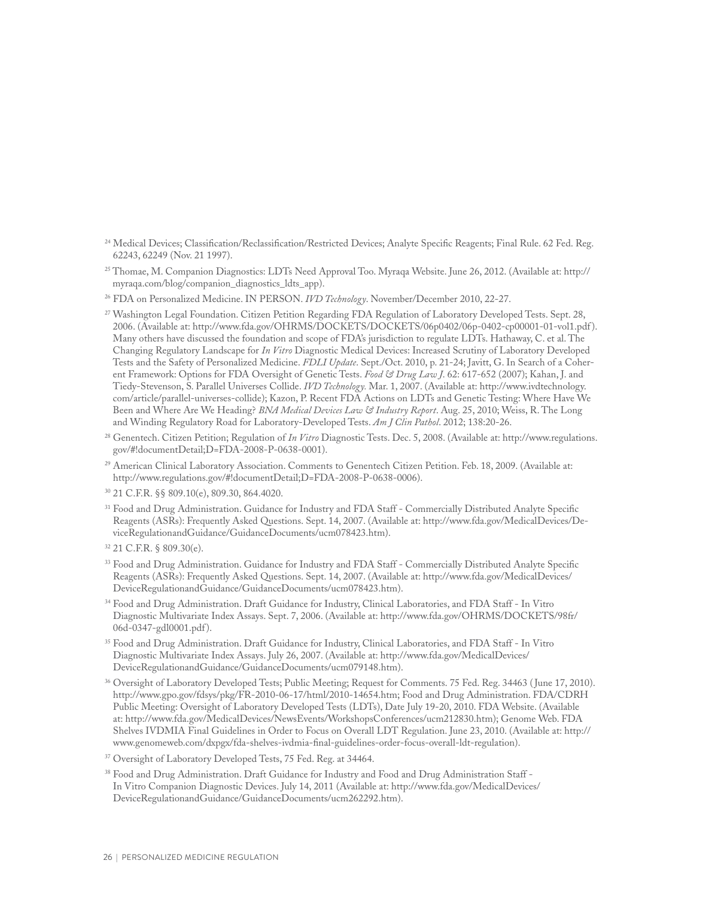[24] Medical Devices; Classification/Reclassification/Restricted Devices; Analyte Specific Reagents; Final Rule. 62 Fed. Reg. 62243, 62249 (Nov. 21 1997).

[25] Thomae, M. Companion Diagnostics: LDTs Need Approval Too. Myraqa Website. June 26, 2012. (Available at: http://myraqa.com/blog/companion_diagnostics_ldts_app).

[26] FDA on Personalized Medicine. IN PERSON. *IVD Technology*. November/December 2010, 22-27.

[27] Washington Legal Foundation. Citizen Petition Regarding FDA Regulation of Laboratory Developed Tests. Sept. 28, 2006. (Available at: http://www.fda.gov/OHRMS/DOCKETS/DOCKETS/06p0402/06p-0402-cp00001-01-vol1.pdf). Many others have discussed the foundation and scope of FDA's jurisdiction to regulate LDTs. Hathaway, C. et al. The Changing Regulatory Landscape for *In Vitro* Diagnostic Medical Devices: Increased Scrutiny of Laboratory Developed Tests and the Safety of Personalized Medicine. *FDLI Update*. Sept./Oct. 2010, p. 21-24; Javitt, G. In Search of a Coherent Framework: Options for FDA Oversight of Genetic Tests. *Food & Drug Law J*. 62: 617-652 (2007); Kahan, J. and Tiedy-Stevenson, S. Parallel Universes Collide. *IVD Technology.* Mar. 1, 2007. (Available at: http://www.ivdtechnology.com/article/parallel-universes-collide); Kazon, P. Recent FDA Actions on LDTs and Genetic Testing: Where Have We Been and Where Are We Heading? *BNA Medical Devices Law & Industry Report*. Aug. 25, 2010; Weiss, R. The Long and Winding Regulatory Road for Laboratory-Developed Tests. *Am J Clin Pathol*. 2012; 138:20-26.

[28] Genentech. Citizen Petition; Regulation of *In Vitro* Diagnostic Tests. Dec. 5, 2008. (Available at: http://www.regulations.gov/#!documentDetail;D=FDA-2008-P-0638-0001).

[29] American Clinical Laboratory Association. Comments to Genentech Citizen Petition. Feb. 18, 2009. (Available at: http://www.regulations.gov/#!documentDetail;D=FDA-2008-P-0638-0006).

[30] 21 C.F.R. §§ 809.10(e), 809.30, 864.4020.

[31] Food and Drug Administration. Guidance for Industry and FDA Staff - Commercially Distributed Analyte Specific Reagents (ASRs): Frequently Asked Questions. Sept. 14, 2007. (Available at: http://www.fda.gov/MedicalDevices/DeviceRegulationandGuidance/GuidanceDocuments/ucm078423.htm).

[32] 21 C.F.R. § 809.30(e).

[33] Food and Drug Administration. Guidance for Industry and FDA Staff - Commercially Distributed Analyte Specific Reagents (ASRs): Frequently Asked Questions. Sept. 14, 2007. (Available at: http://www.fda.gov/MedicalDevices/DeviceRegulationandGuidance/GuidanceDocuments/ucm078423.htm).

[34] Food and Drug Administration. Draft Guidance for Industry, Clinical Laboratories, and FDA Staff - In Vitro Diagnostic Multivariate Index Assays. Sept. 7, 2006. (Available at: http://www.fda.gov/OHRMS/DOCKETS/98fr/06d-0347-gdl0001.pdf).

[35] Food and Drug Administration. Draft Guidance for Industry, Clinical Laboratories, and FDA Staff - In Vitro Diagnostic Multivariate Index Assays. July 26, 2007. (Available at: http://www.fda.gov/MedicalDevices/DeviceRegulationandGuidance/GuidanceDocuments/ucm079148.htm).

[36] Oversight of Laboratory Developed Tests; Public Meeting; Request for Comments. 75 Fed. Reg. 34463 (June 17, 2010). http://www.gpo.gov/fdsys/pkg/FR-2010-06-17/html/2010-14654.htm; Food and Drug Administration. FDA/CDRH Public Meeting: Oversight of Laboratory Developed Tests (LDTs), Date July 19-20, 2010. FDA Website. (Available at: http://www.fda.gov/MedicalDevices/NewsEvents/WorkshopsConferences/ucm212830.htm); Genome Web. FDA Shelves IVDMIA Final Guidelines in Order to Focus on Overall LDT Regulation. June 23, 2010. (Available at: http://www.genomeweb.com/dxpgx/fda-shelves-ivdmia-final-guidelines-order-focus-overall-ldt-regulation).

[37] Oversight of Laboratory Developed Tests, 75 Fed. Reg. at 34464.

[38] Food and Drug Administration. Draft Guidance for Industry and Food and Drug Administration Staff - In Vitro Companion Diagnostic Devices. July 14, 2011 (Available at: http://www.fda.gov/MedicalDevices/DeviceRegulationandGuidance/GuidanceDocuments/ucm262292.htm).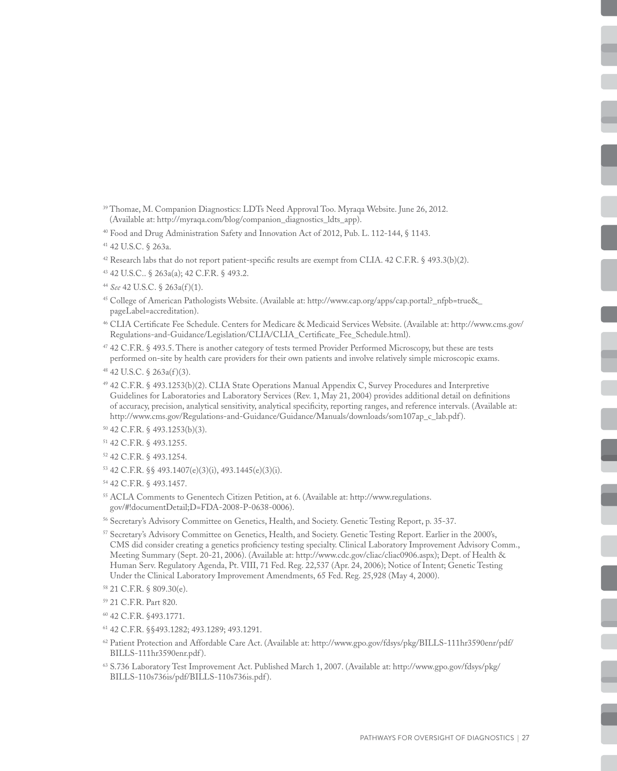[39] Thomae, M. Companion Diagnostics: LDTs Need Approval Too. Myraqa Website. June 26, 2012. (Available at: http://myraqa.com/blog/companion_diagnostics_ldts_app).

[40] Food and Drug Administration Safety and Innovation Act of 2012, Pub. L. 112-144, § 1143.

[41] 42 U.S.C. § 263a.

[42] Research labs that do not report patient-specific results are exempt from CLIA. 42 C.F.R. § 493.3(b)(2).

[43] 42 U.S.C.. § 263a(a); 42 C.F.R. § 493.2.

[44] *See* 42 U.S.C. § 263a(f)(1).

[45] College of American Pathologists Website. (Available at: http://www.cap.org/apps/cap.portal?_nfpb=true&_pageLabel=accreditation).

[46] CLIA Certificate Fee Schedule. Centers for Medicare & Medicaid Services Website. (Available at: http://www.cms.gov/Regulations-and-Guidance/Legislation/CLIA/CLIA_Certificate_Fee_Schedule.html).

[47] 42 C.F.R. § 493.5. There is another category of tests termed Provider Performed Microscopy, but these are tests performed on-site by health care providers for their own patients and involve relatively simple microscopic exams.

[48] 42 U.S.C. § 263a(f)(3).

[49] 42 C.F.R. § 493.1253(b)(2). CLIA State Operations Manual Appendix C, Survey Procedures and Interpretive Guidelines for Laboratories and Laboratory Services (Rev. 1, May 21, 2004) provides additional detail on definitions of accuracy, precision, analytical sensitivity, analytical specificity, reporting ranges, and reference intervals. (Available at: http://www.cms.gov/Regulations-and-Guidance/Guidance/Manuals/downloads/som107ap_c_lab.pdf).

[50] 42 C.F.R. § 493.1253(b)(3).

[51] 42 C.F.R. § 493.1255.

[52] 42 C.F.R. § 493.1254.

[53] 42 C.F.R. §§ 493.1407(e)(3)(i), 493.1445(e)(3)(i).

[54] 42 C.F.R. § 493.1457.

[55] ACLA Comments to Genentech Citizen Petition, at 6. (Available at: http://www.regulations.gov/#!documentDetail;D=FDA-2008-P-0638-0006).

[56] Secretary's Advisory Committee on Genetics, Health, and Society. Genetic Testing Report, p. 35-37.

[57] Secretary's Advisory Committee on Genetics, Health, and Society. Genetic Testing Report. Earlier in the 2000's, CMS did consider creating a genetics proficiency testing specialty. Clinical Laboratory Improvement Advisory Comm., Meeting Summary (Sept. 20-21, 2006). (Available at: http://www.cdc.gov/cliac/cliac0906.aspx); Dept. of Health & Human Serv. Regulatory Agenda, Pt. VIII, 71 Fed. Reg. 22,537 (Apr. 24, 2006); Notice of Intent; Genetic Testing Under the Clinical Laboratory Improvement Amendments, 65 Fed. Reg. 25,928 (May 4, 2000).

[58] 21 C.F.R. § 809.30(e).

[59] 21 C.F.R. Part 820.

[60] 42 C.F.R. §493.1771.

[61] 42 C.F.R. §§493.1282; 493.1289; 493.1291.

[62] Patient Protection and Affordable Care Act. (Available at: http://www.gpo.gov/fdsys/pkg/BILLS-111hr3590enr/pdf/BILLS-111hr3590enr.pdf).

[63] S.736 Laboratory Test Improvement Act. Published March 1, 2007. (Available at: http://www.gpo.gov/fdsys/pkg/BILLS-110s736is/pdf/BILLS-110s736is.pdf).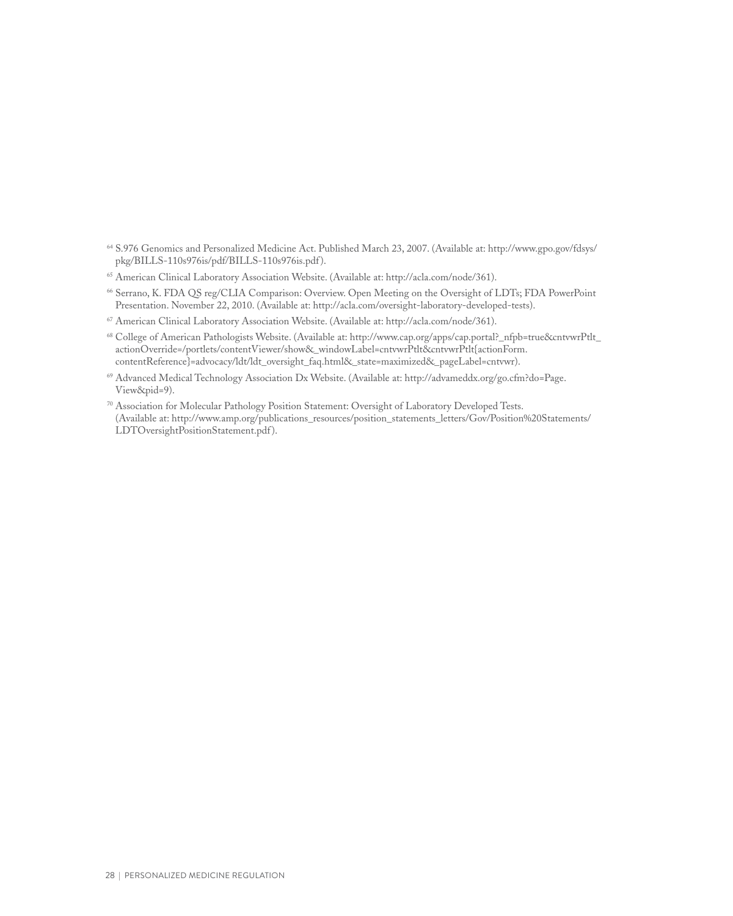[64] S.976 Genomics and Personalized Medicine Act. Published March 23, 2007. (Available at: http://www.gpo.gov/fdsys/pkg/BILLS-110s976is/pdf/BILLS-110s976is.pdf).

[65] American Clinical Laboratory Association Website. (Available at: http://acla.com/node/361).

[66] Serrano, K. FDA QS reg/CLIA Comparison: Overview. Open Meeting on the Oversight of LDTs; FDA PowerPoint Presentation. November 22, 2010. (Available at: http://acla.com/oversight-laboratory-developed-tests).

[67] American Clinical Laboratory Association Website. (Available at: http://acla.com/node/361).

[68] College of American Pathologists Website. (Available at: http://www.cap.org/apps/cap.portal?_nfpb=true&cntvwrPtlt_actionOverride=/portlets/contentViewer/show&_windowLabel=cntvwrPtlt&cntvwrPtlt{actionForm.contentReference}=advocacy/ldt/ldt_oversight_faq.html&_state=maximized&_pageLabel=cntvwr).

[69] Advanced Medical Technology Association Dx Website. (Available at: http://advameddx.org/go.cfm?do=Page.View&pid=9).

[70] Association for Molecular Pathology Position Statement: Oversight of Laboratory Developed Tests. (Available at: http://www.amp.org/publications_resources/position_statements_letters/Gov/Position%20Statements/LDTOversightPositionStatement.pdf).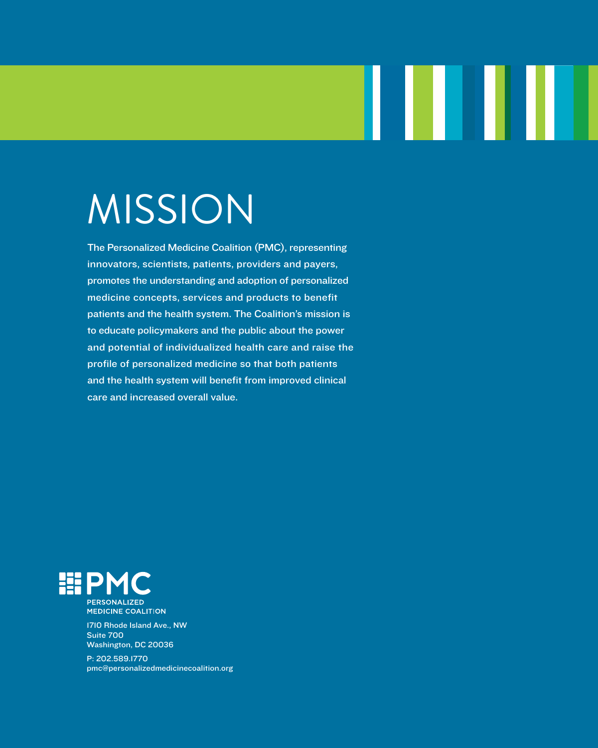# MISSION

The Personalized Medicine Coalition (PMC), representing innovators, scientists, patients, providers and payers, promotes the understanding and adoption of personalized medicine concepts, services and products to benefit patients and the health system. The Coalition's mission is to educate policymakers and the public about the power and potential of individualized health care and raise the profile of personalized medicine so that both patients and the health system will benefit from improved clinical care and increased overall value.

PMC

PERSONALIZED
MEDICINE COALITION

1710 Rhode Island Ave., NW
Suite 700
Washington, DC 20036

P: 202.589.1770
pmc@personalizedmedicinecoalition.org